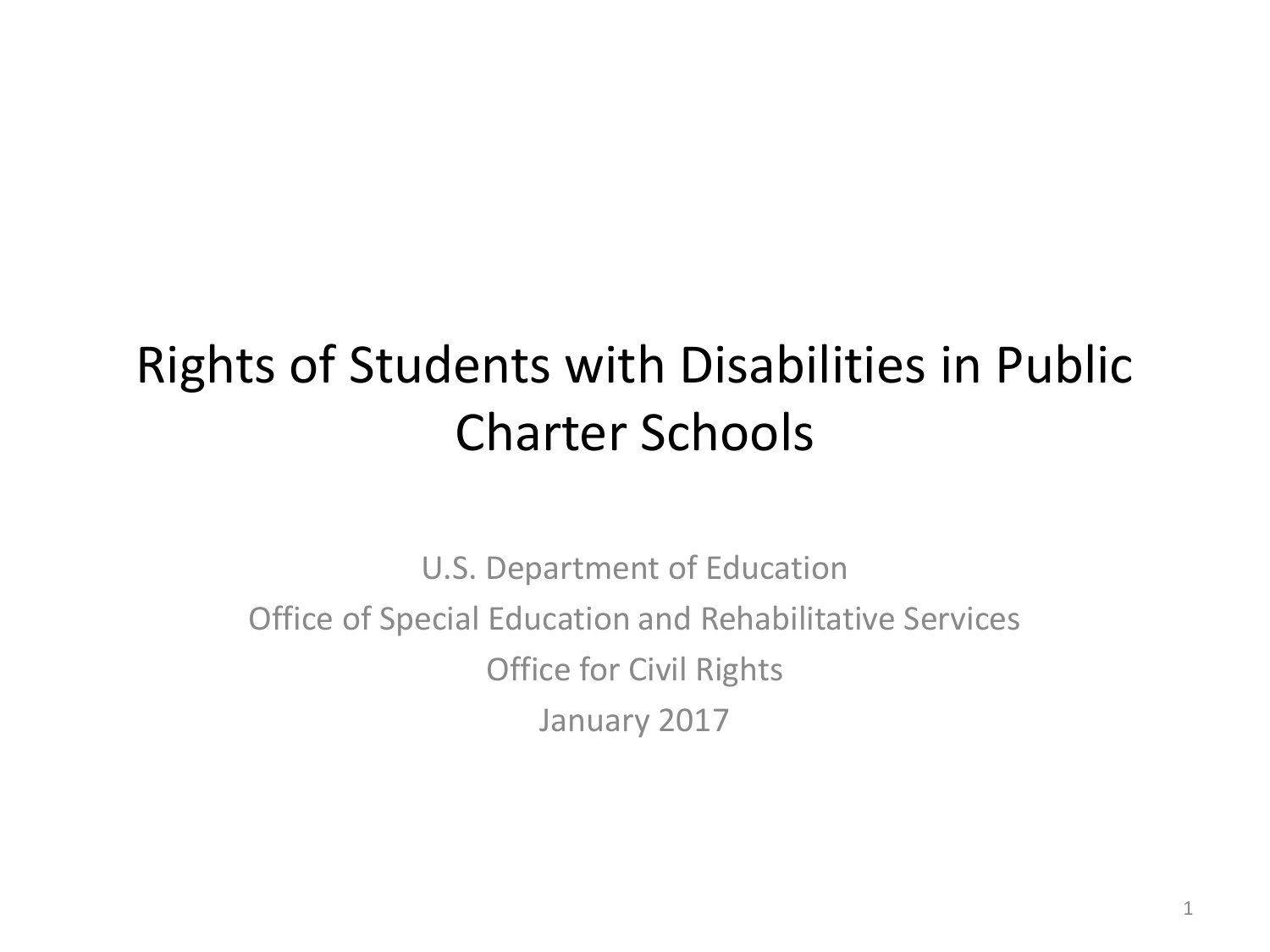# Rights of Students with Disabilities in Public Charter Schools

U.S. Department of Education

Office of Special Education and Rehabilitative Services

Office for Civil Rights

January 2017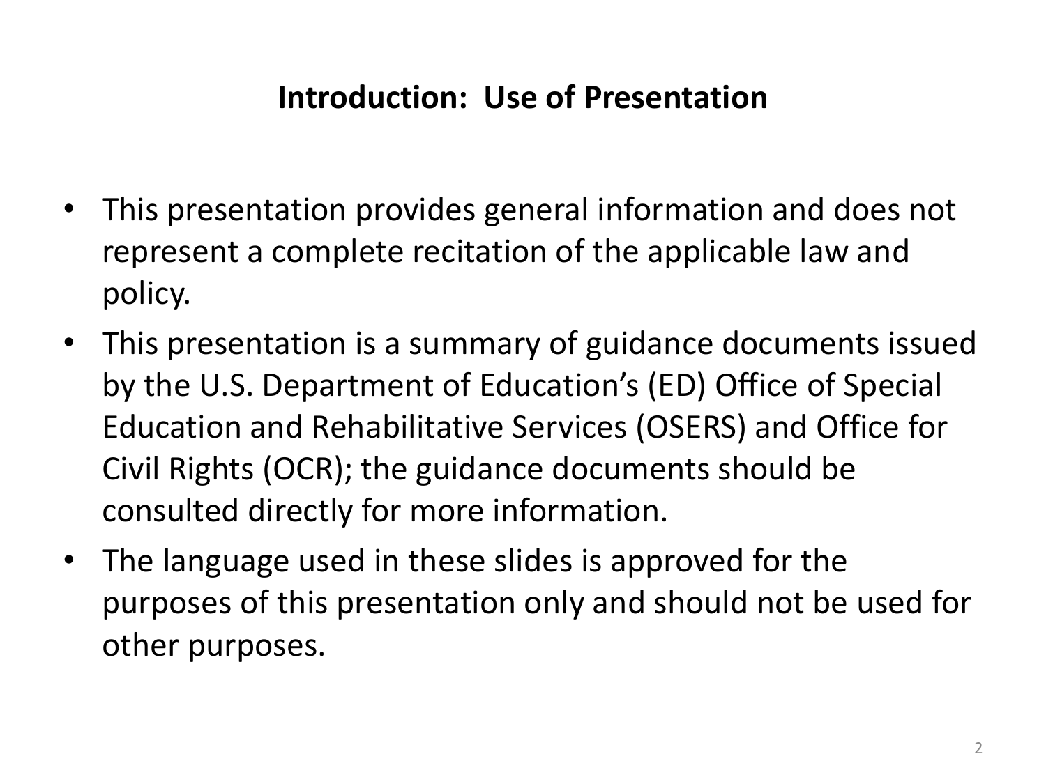## Introduction: Use of Presentation

- This presentation provides general information and does not represent a complete recitation of the applicable law and policy.
- This presentation is a summary of guidance documents issued by the U.S. Department of Education's (ED) Office of Special Education and Rehabilitative Services (OSERS) and Office for Civil Rights (OCR); the guidance documents should be consulted directly for more information.
- The language used in these slides is approved for the purposes of this presentation only and should not be used for other purposes.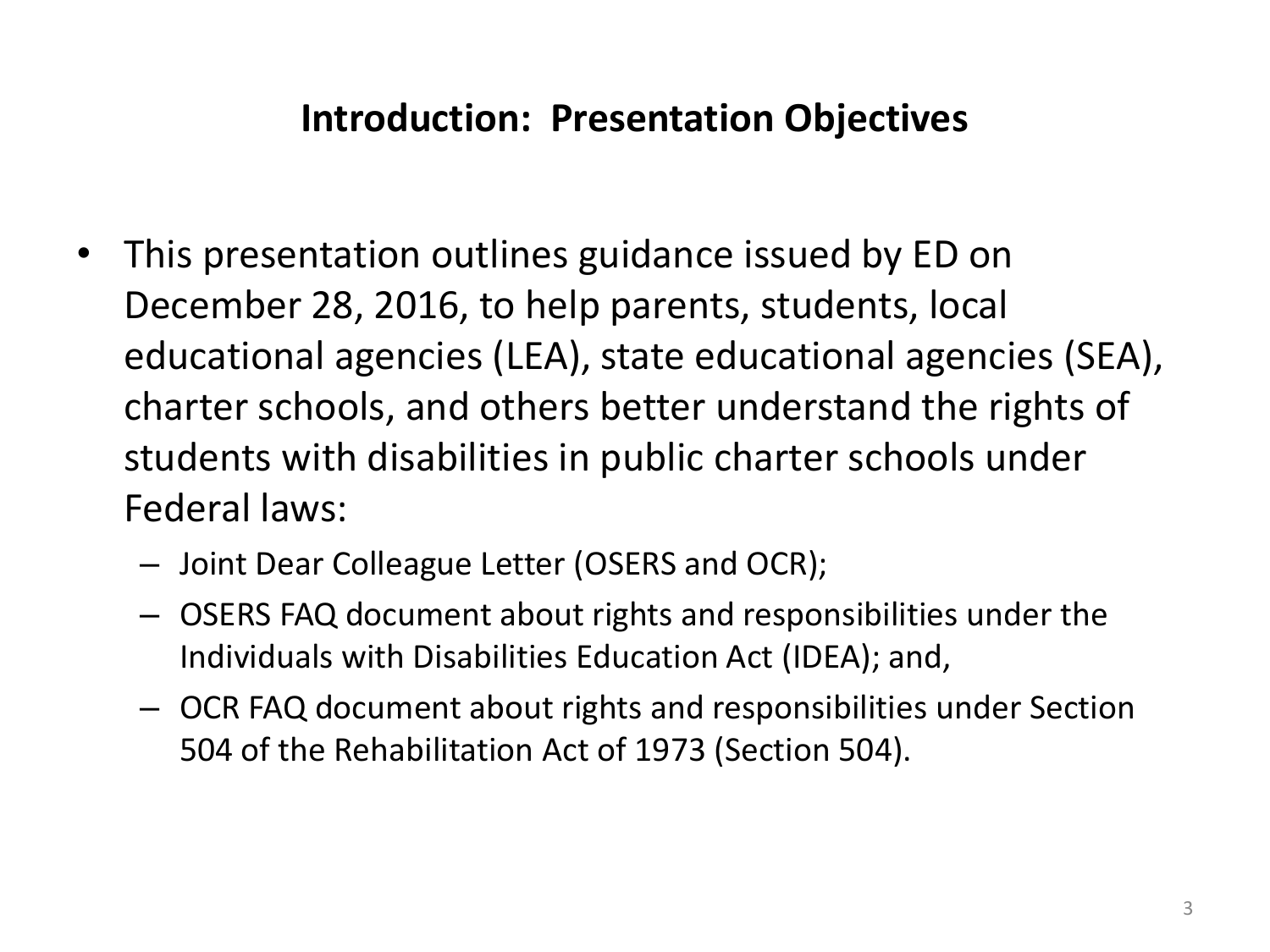## Introduction: Presentation Objectives

- This presentation outlines guidance issued by ED on December 28, 2016, to help parents, students, local educational agencies (LEA), state educational agencies (SEA), charter schools, and others better understand the rights of students with disabilities in public charter schools under Federal laws:
  - Joint Dear Colleague Letter (OSERS and OCR);
  - OSERS FAQ document about rights and responsibilities under the Individuals with Disabilities Education Act (IDEA); and,
  - OCR FAQ document about rights and responsibilities under Section 504 of the Rehabilitation Act of 1973 (Section 504).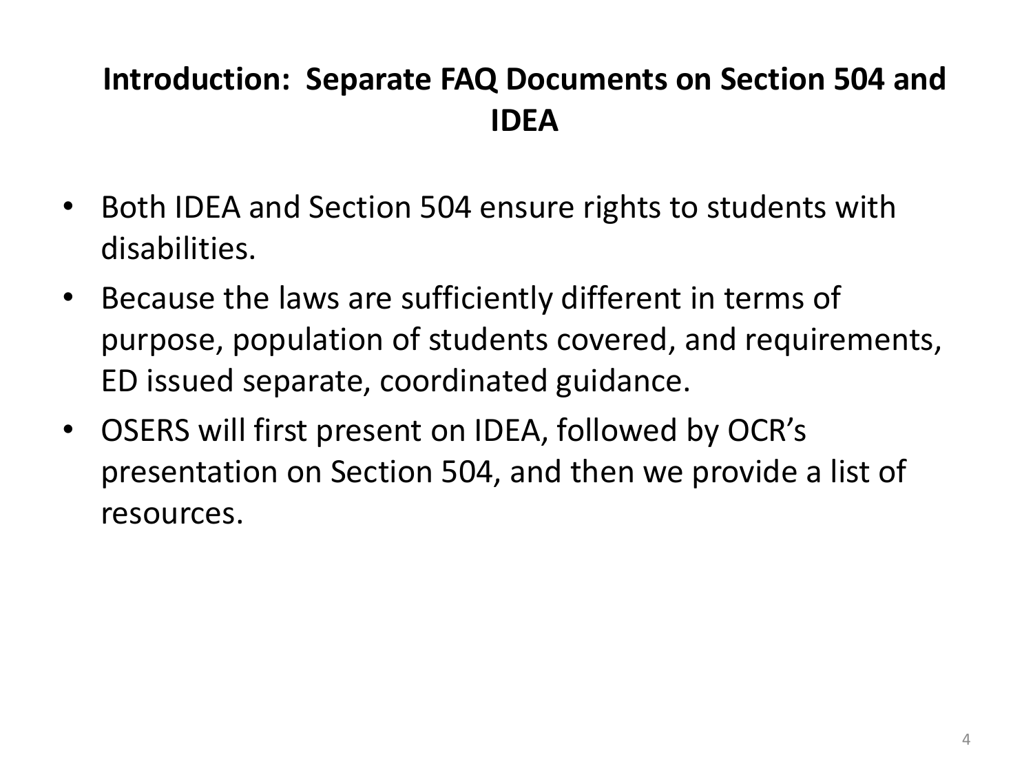## Introduction: Separate FAQ Documents on Section 504 and IDEA

- Both IDEA and Section 504 ensure rights to students with disabilities.
- Because the laws are sufficiently different in terms of purpose, population of students covered, and requirements, ED issued separate, coordinated guidance.
- OSERS will first present on IDEA, followed by OCR's presentation on Section 504, and then we provide a list of resources.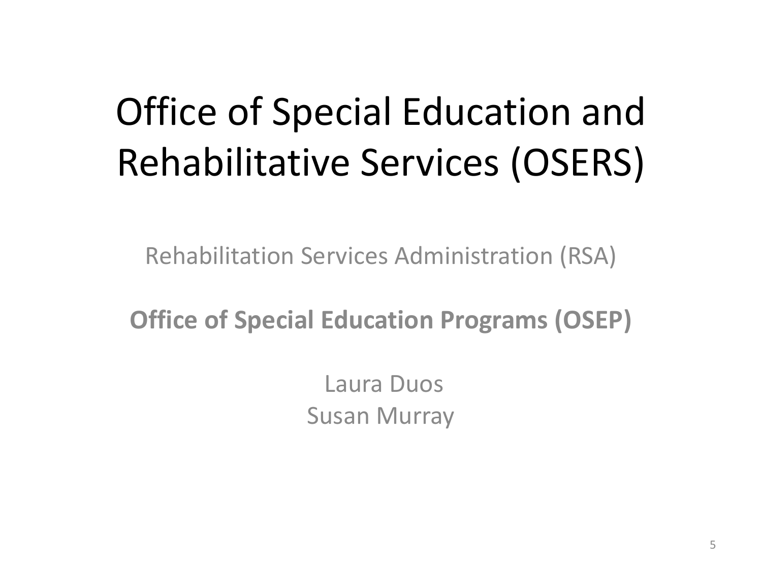# Office of Special Education and Rehabilitative Services (OSERS)

Rehabilitation Services Administration (RSA)

**Office of Special Education Programs (OSEP)**

Laura Duos
Susan Murray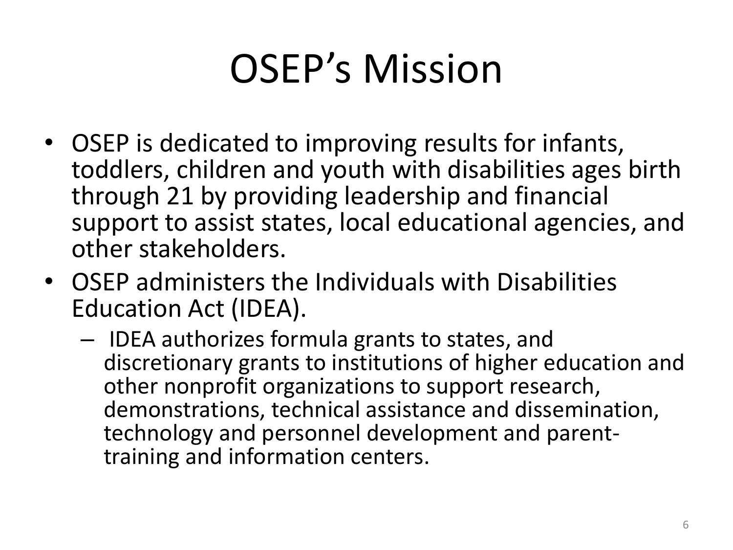# OSEP's Mission

- OSEP is dedicated to improving results for infants, toddlers, children and youth with disabilities ages birth through 21 by providing leadership and financial support to assist states, local educational agencies, and other stakeholders.
- OSEP administers the Individuals with Disabilities Education Act (IDEA).
  - IDEA authorizes formula grants to states, and discretionary grants to institutions of higher education and other nonprofit organizations to support research, demonstrations, technical assistance and dissemination, technology and personnel development and parent-training and information centers.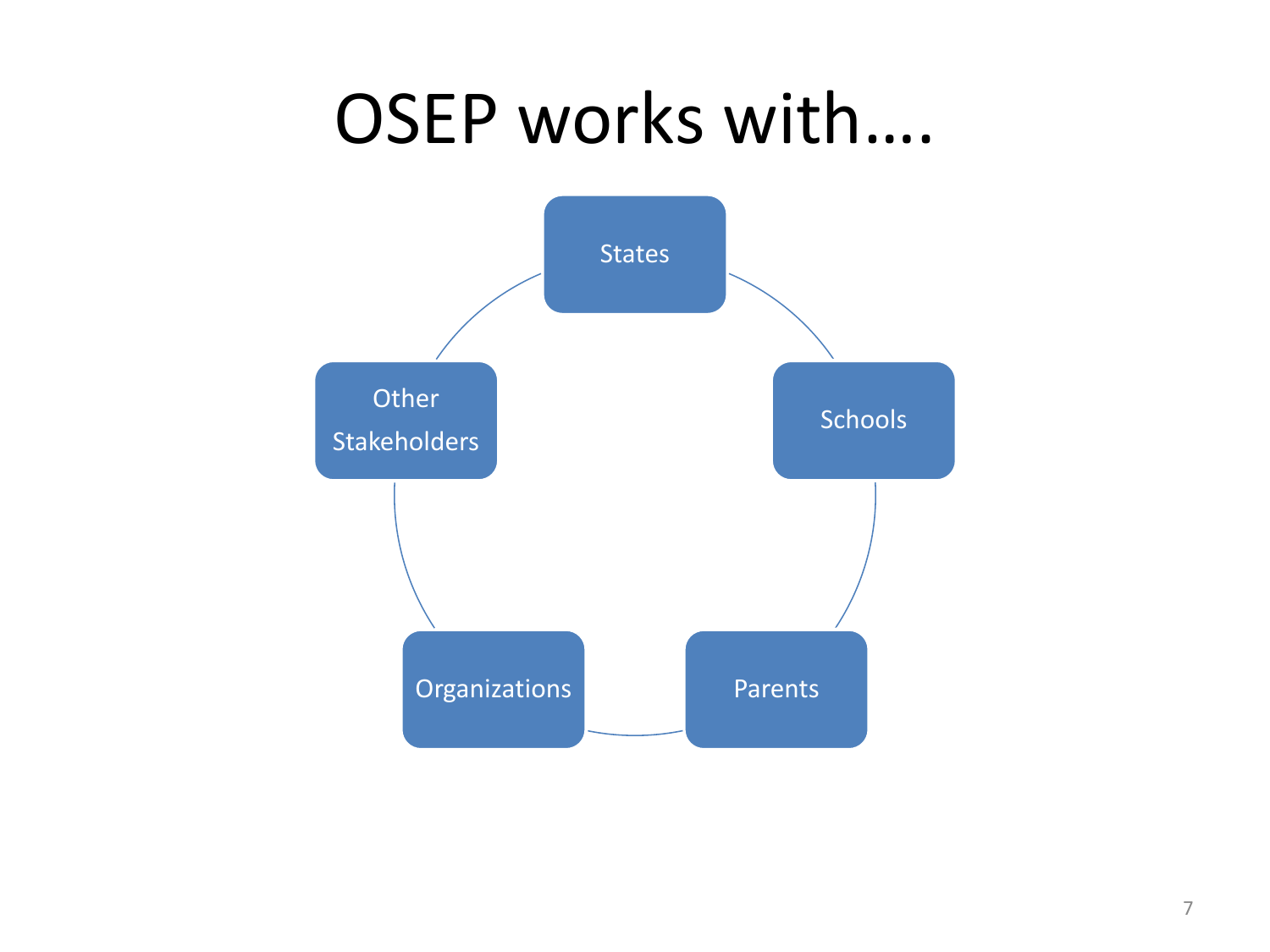# OSEP works with….

- States
- Schools
- Parents
- Organizations
- Other Stakeholders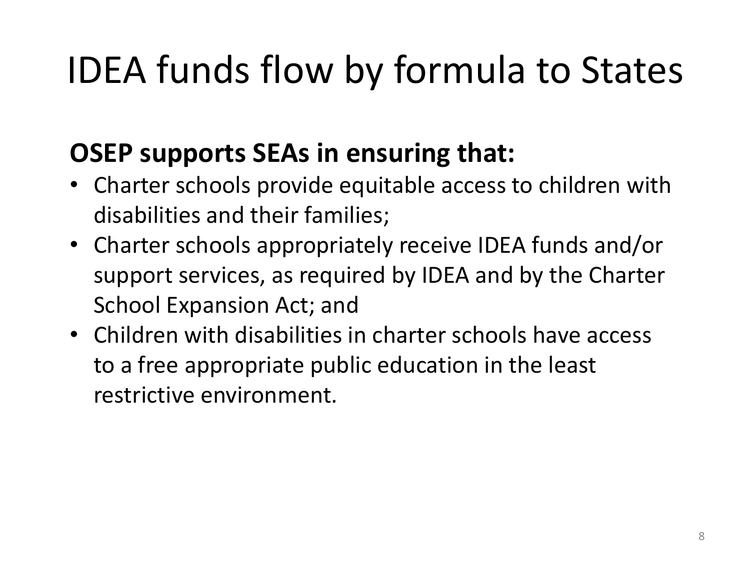# IDEA funds flow by formula to States

**OSEP supports SEAs in ensuring that:**

- Charter schools provide equitable access to children with disabilities and their families;
- Charter schools appropriately receive IDEA funds and/or support services, as required by IDEA and by the Charter School Expansion Act; and
- Children with disabilities in charter schools have access to a free appropriate public education in the least restrictive environment.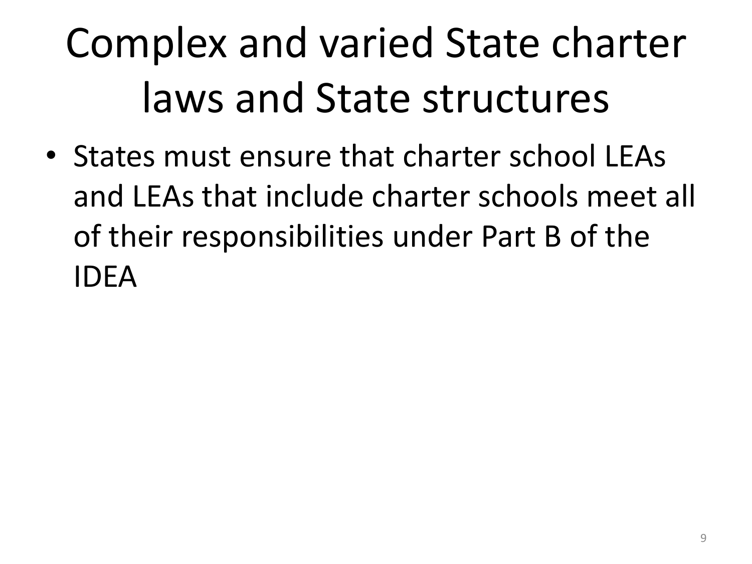# Complex and varied State charter laws and State structures

- States must ensure that charter school LEAs and LEAs that include charter schools meet all of their responsibilities under Part B of the IDEA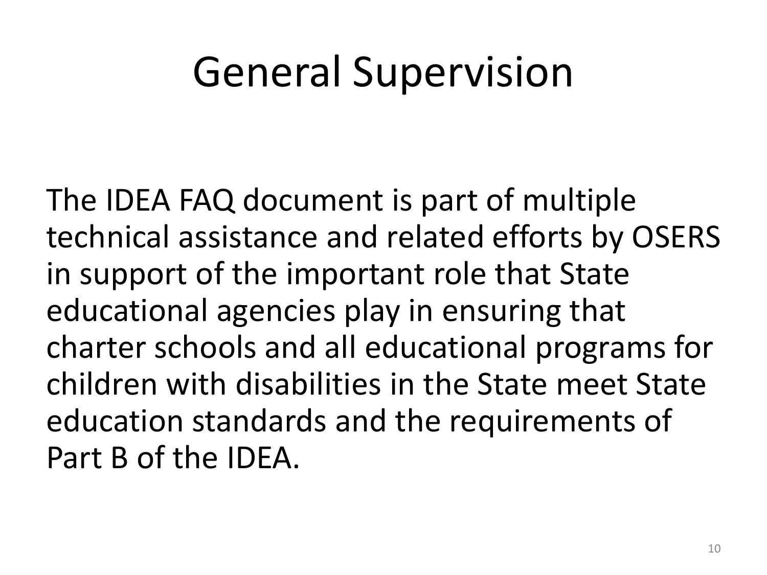# General Supervision

The IDEA FAQ document is part of multiple technical assistance and related efforts by OSERS in support of the important role that State educational agencies play in ensuring that charter schools and all educational programs for children with disabilities in the State meet State education standards and the requirements of Part B of the IDEA.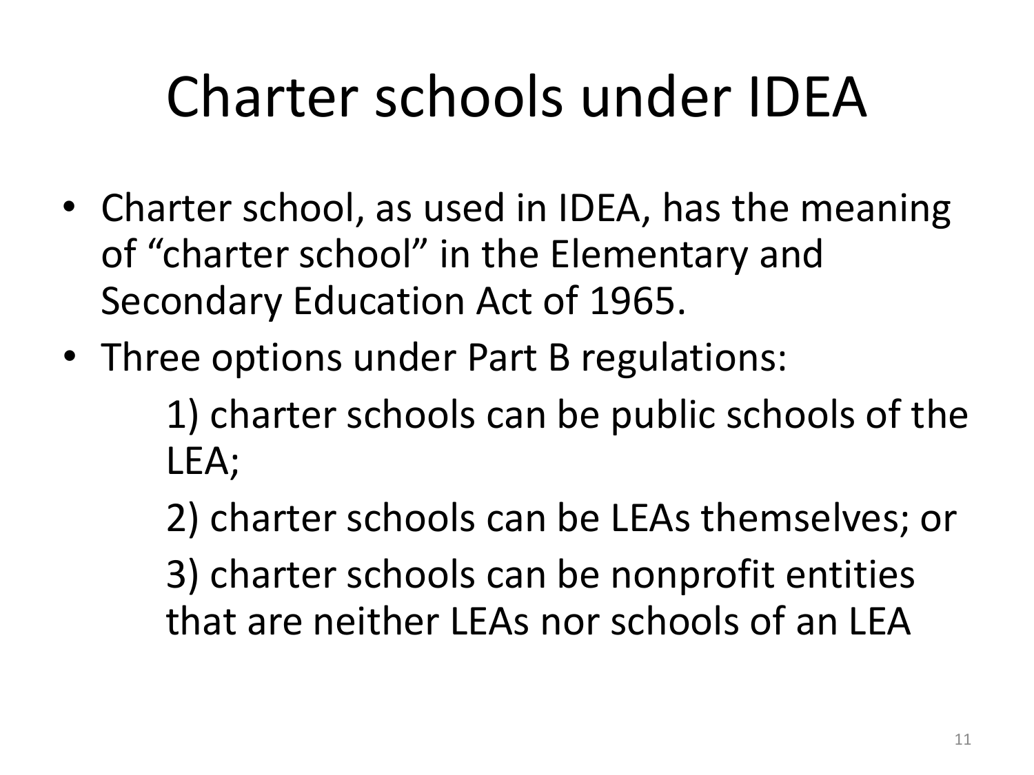# Charter schools under IDEA

- Charter school, as used in IDEA, has the meaning of “charter school” in the Elementary and Secondary Education Act of 1965.
- Three options under Part B regulations:
  
  1) charter schools can be public schools of the LEA;
  
  2) charter schools can be LEAs themselves; or
  
  3) charter schools can be nonprofit entities that are neither LEAs nor schools of an LEA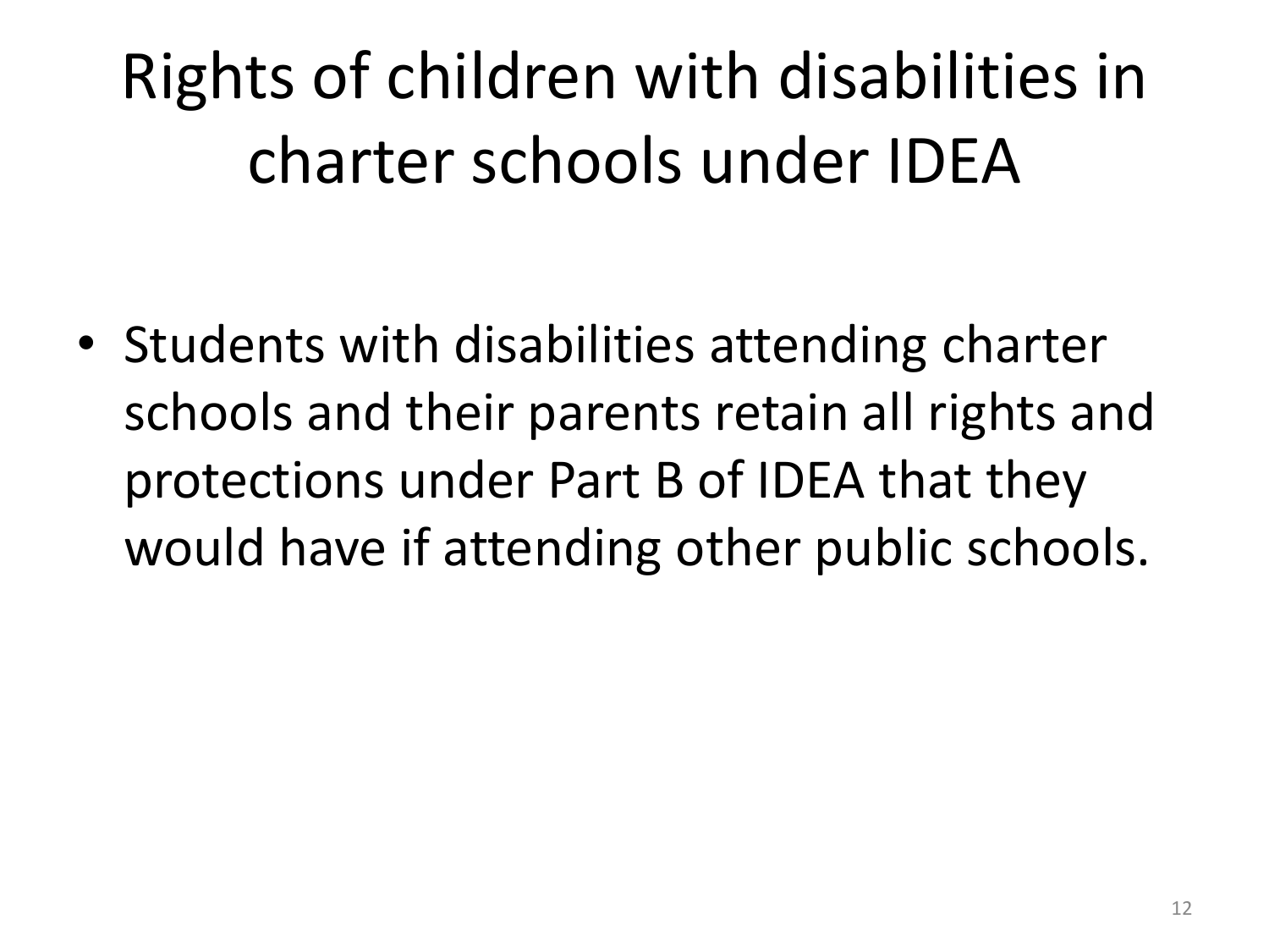# Rights of children with disabilities in charter schools under IDEA

- Students with disabilities attending charter schools and their parents retain all rights and protections under Part B of IDEA that they would have if attending other public schools.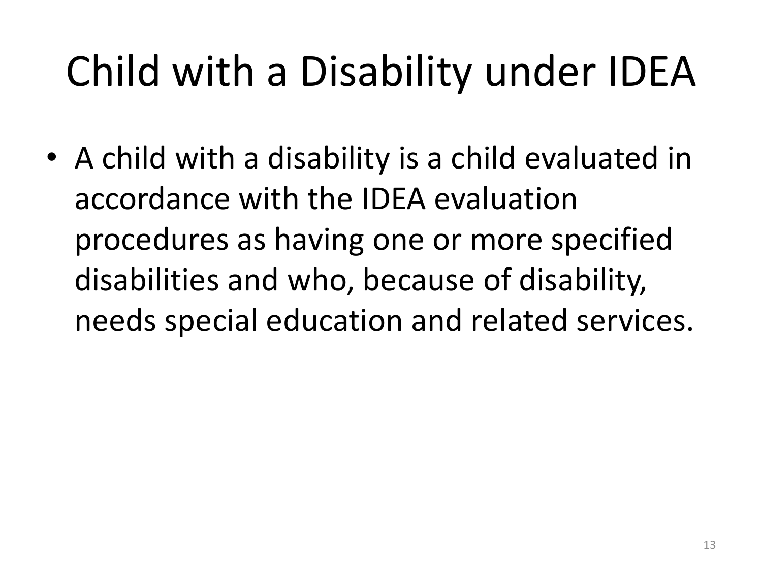# Child with a Disability under IDEA

- A child with a disability is a child evaluated in accordance with the IDEA evaluation procedures as having one or more specified disabilities and who, because of disability, needs special education and related services.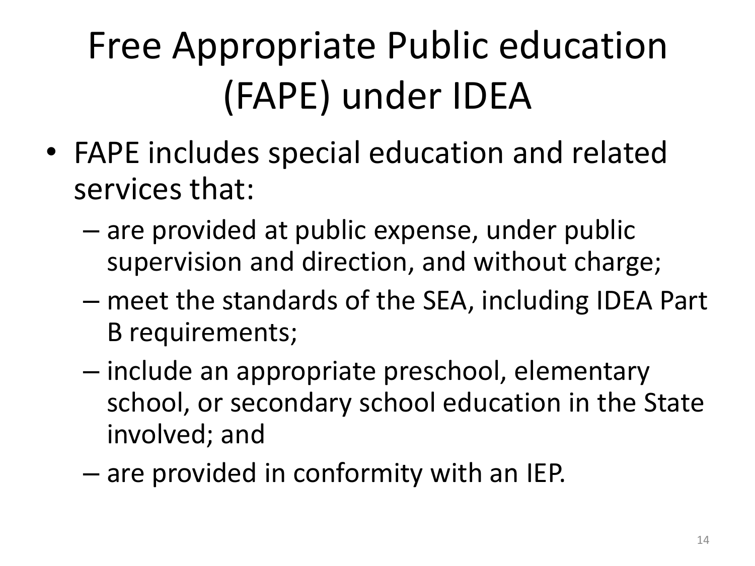# Free Appropriate Public education (FAPE) under IDEA

- FAPE includes special education and related services that:
  - are provided at public expense, under public supervision and direction, and without charge;
  - meet the standards of the SEA, including IDEA Part B requirements;
  - include an appropriate preschool, elementary school, or secondary school education in the State involved; and
  - are provided in conformity with an IEP.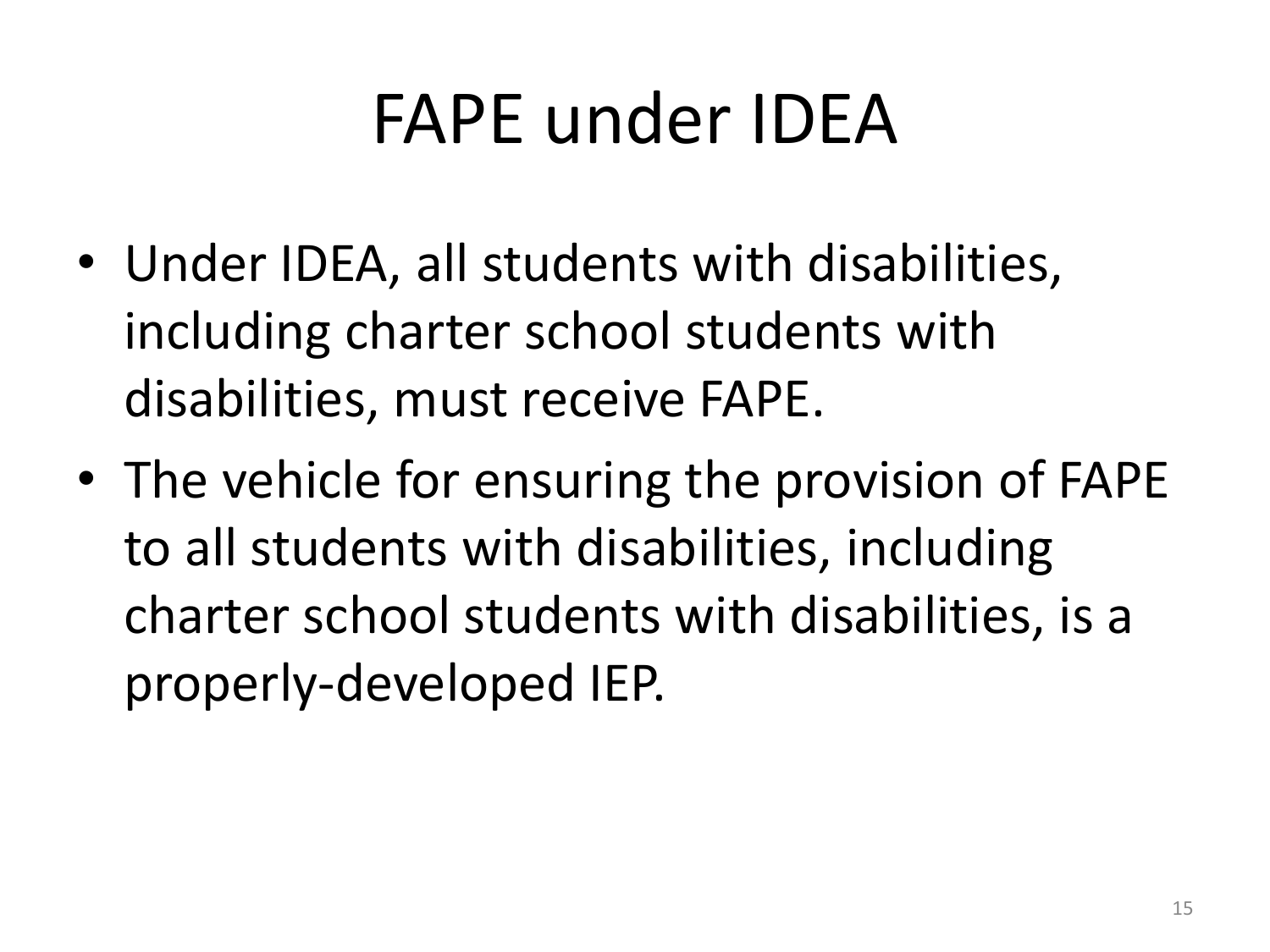# FAPE under IDEA

- Under IDEA, all students with disabilities, including charter school students with disabilities, must receive FAPE.
- The vehicle for ensuring the provision of FAPE to all students with disabilities, including charter school students with disabilities, is a properly-developed IEP.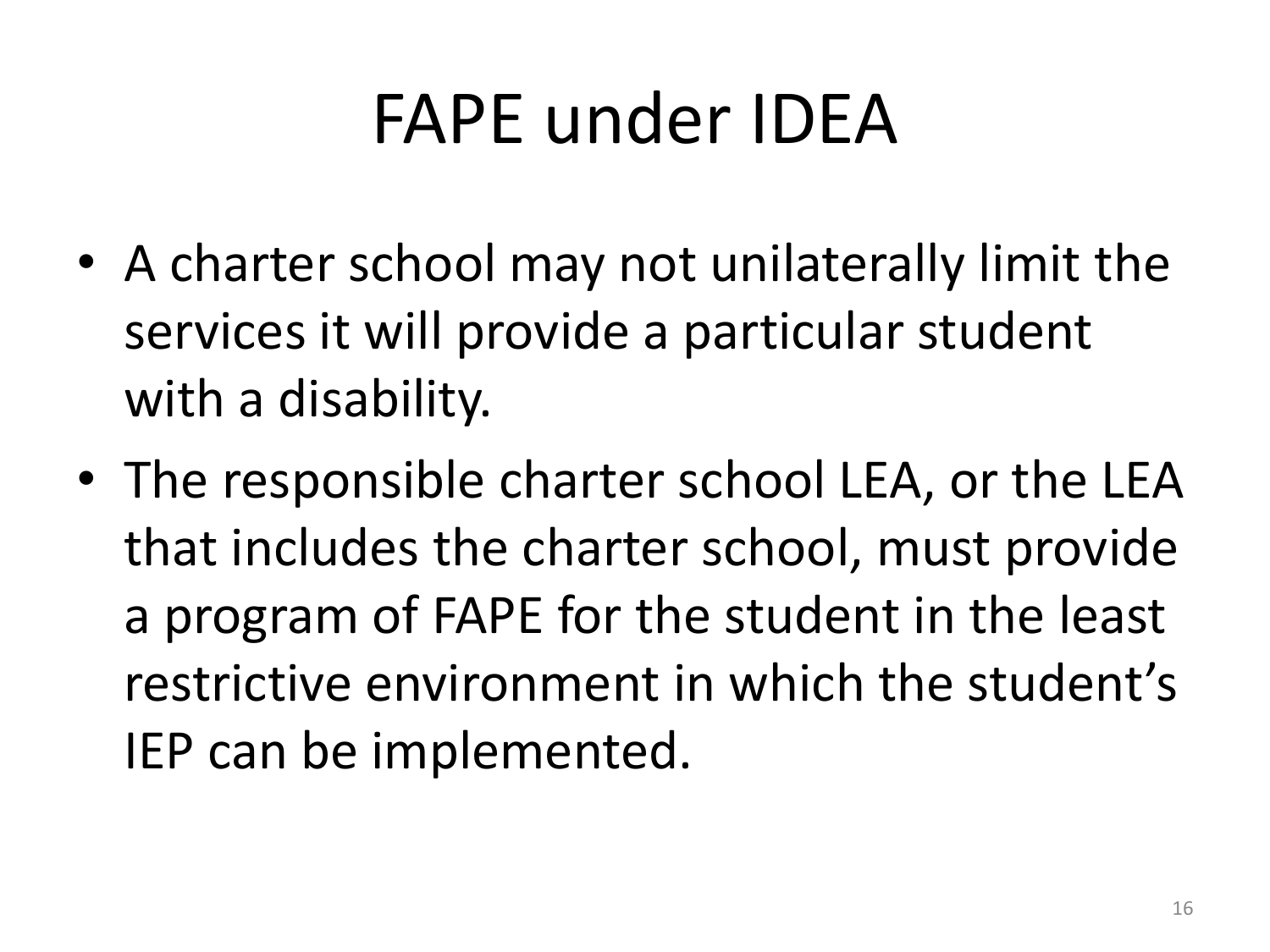# FAPE under IDEA

- A charter school may not unilaterally limit the services it will provide a particular student with a disability.
- The responsible charter school LEA, or the LEA that includes the charter school, must provide a program of FAPE for the student in the least restrictive environment in which the student's IEP can be implemented.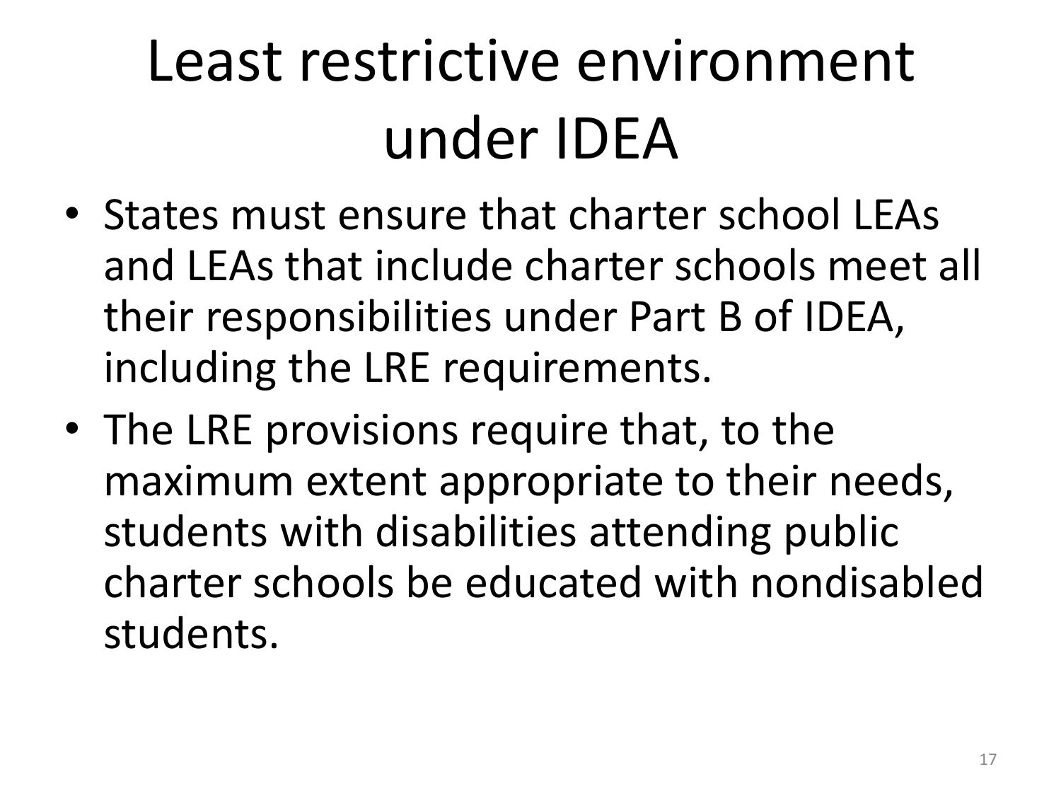# Least restrictive environment under IDEA

- States must ensure that charter school LEAs and LEAs that include charter schools meet all their responsibilities under Part B of IDEA, including the LRE requirements.
- The LRE provisions require that, to the maximum extent appropriate to their needs, students with disabilities attending public charter schools be educated with nondisabled students.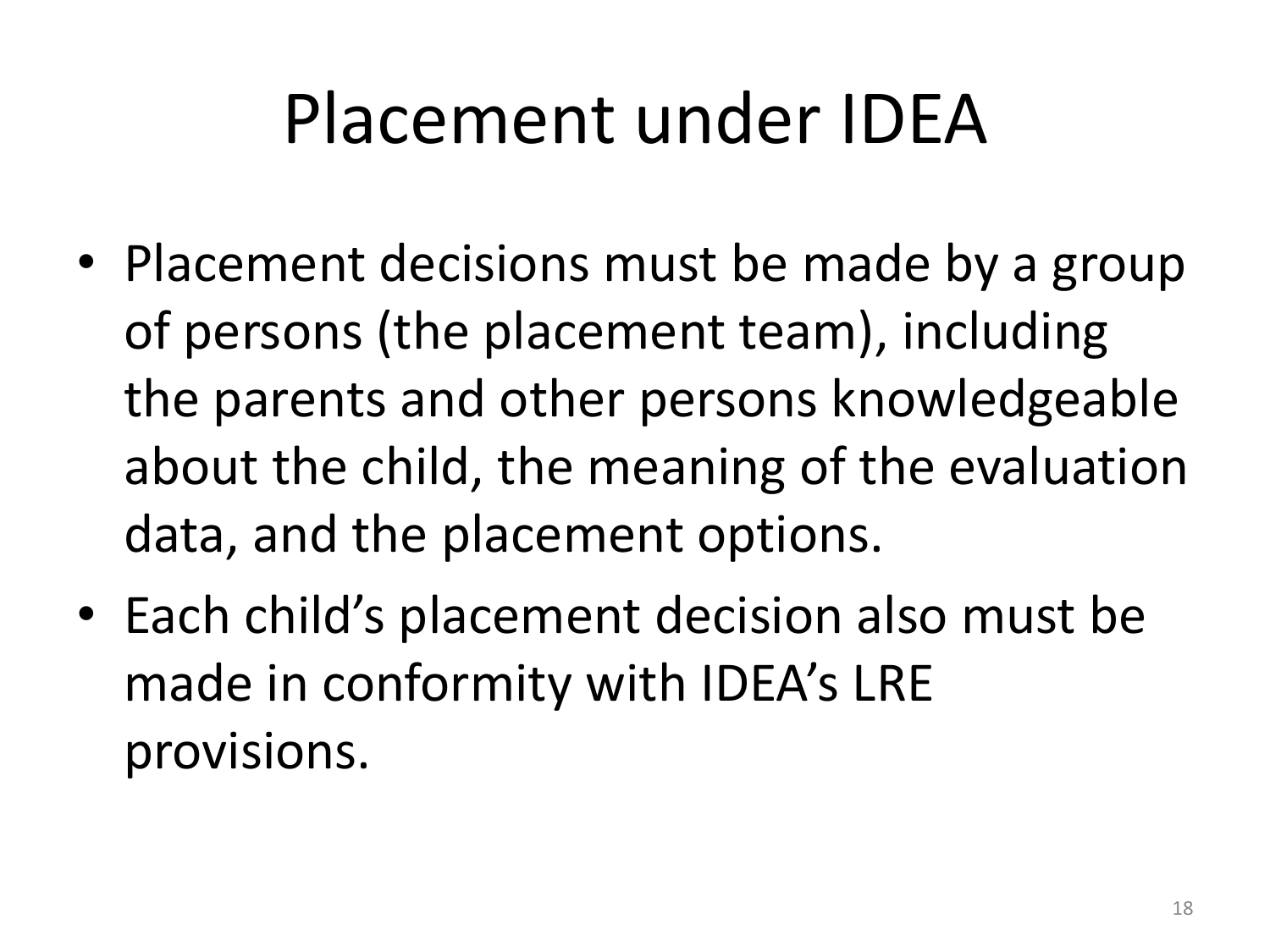# Placement under IDEA

- Placement decisions must be made by a group of persons (the placement team), including the parents and other persons knowledgeable about the child, the meaning of the evaluation data, and the placement options.
- Each child's placement decision also must be made in conformity with IDEA's LRE provisions.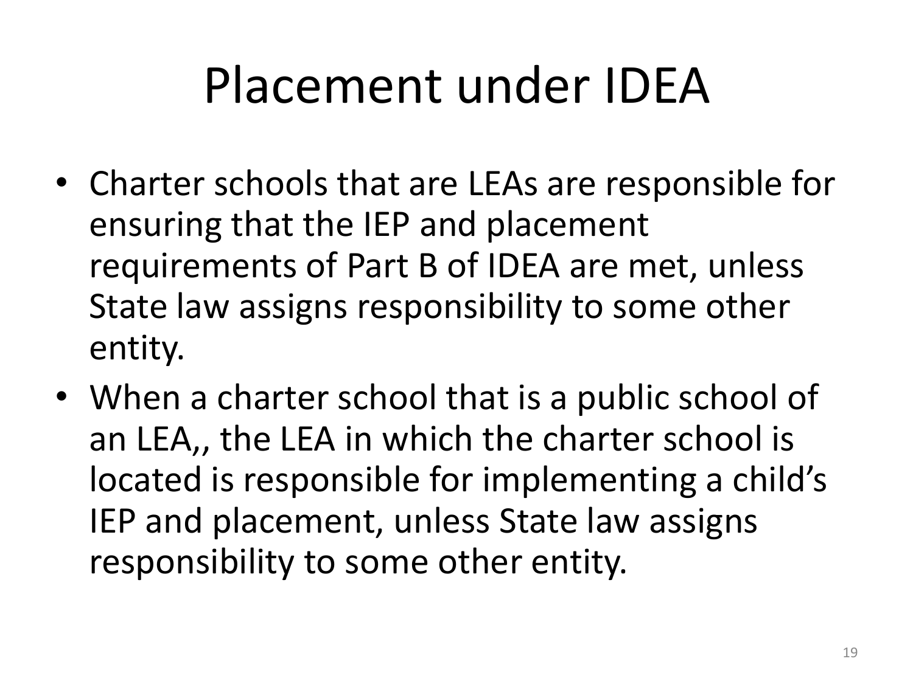# Placement under IDEA

- Charter schools that are LEAs are responsible for ensuring that the IEP and placement requirements of Part B of IDEA are met, unless State law assigns responsibility to some other entity.
- When a charter school that is a public school of an LEA,, the LEA in which the charter school is located is responsible for implementing a child's IEP and placement, unless State law assigns responsibility to some other entity.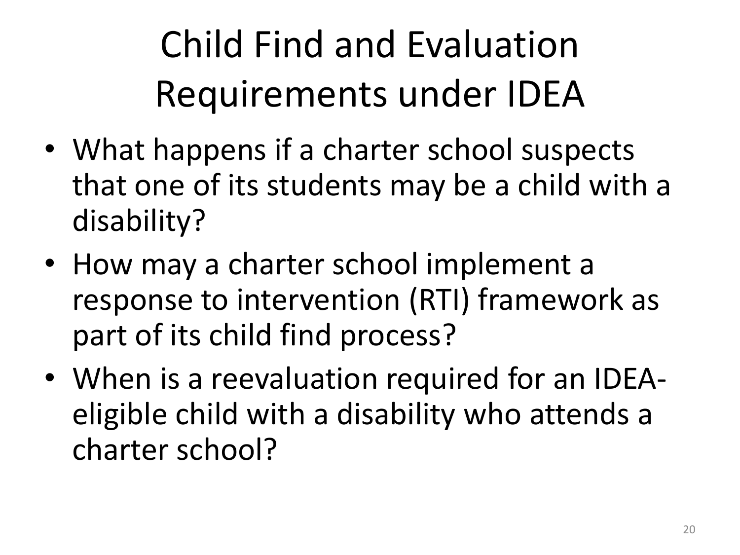# Child Find and Evaluation Requirements under IDEA

- What happens if a charter school suspects that one of its students may be a child with a disability?
- How may a charter school implement a response to intervention (RTI) framework as part of its child find process?
- When is a reevaluation required for an IDEA-eligible child with a disability who attends a charter school?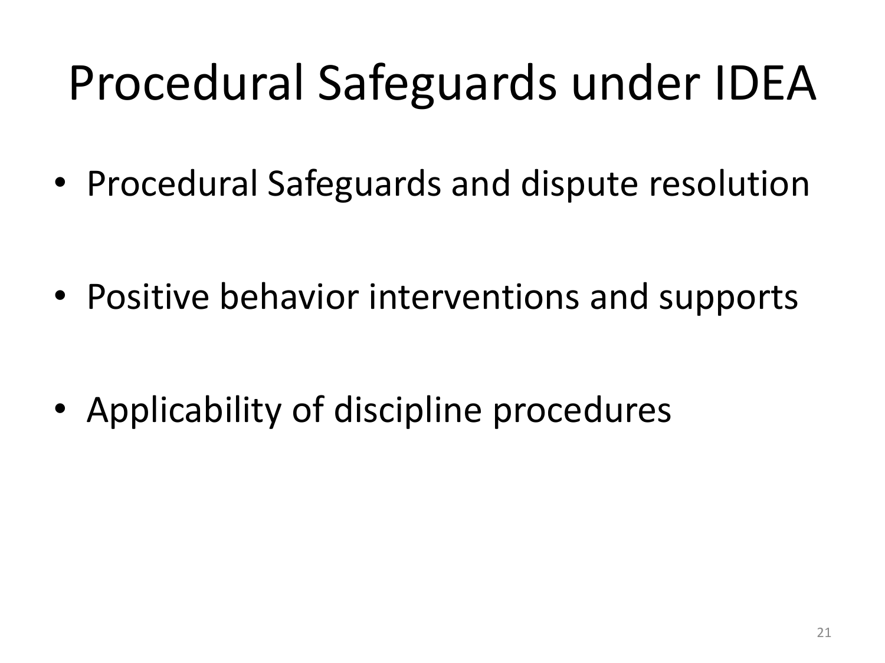# Procedural Safeguards under IDEA

- Procedural Safeguards and dispute resolution
- Positive behavior interventions and supports
- Applicability of discipline procedures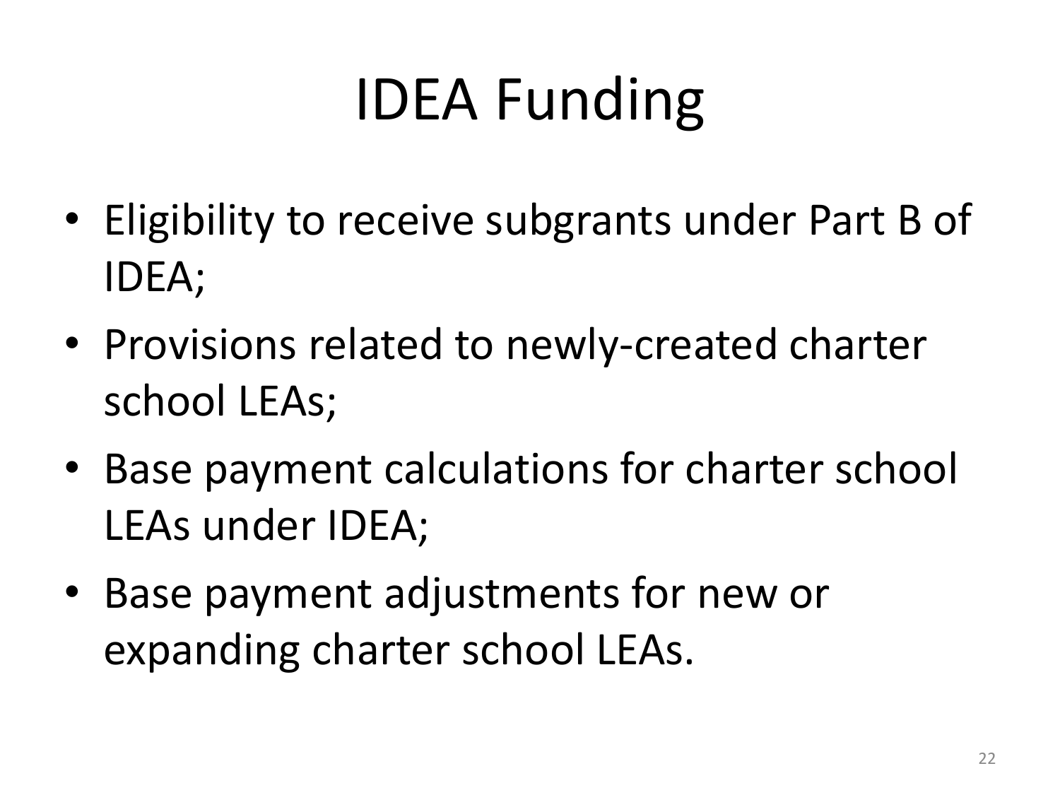# IDEA Funding

- Eligibility to receive subgrants under Part B of IDEA;
- Provisions related to newly-created charter school LEAs;
- Base payment calculations for charter school LEAs under IDEA;
- Base payment adjustments for new or expanding charter school LEAs.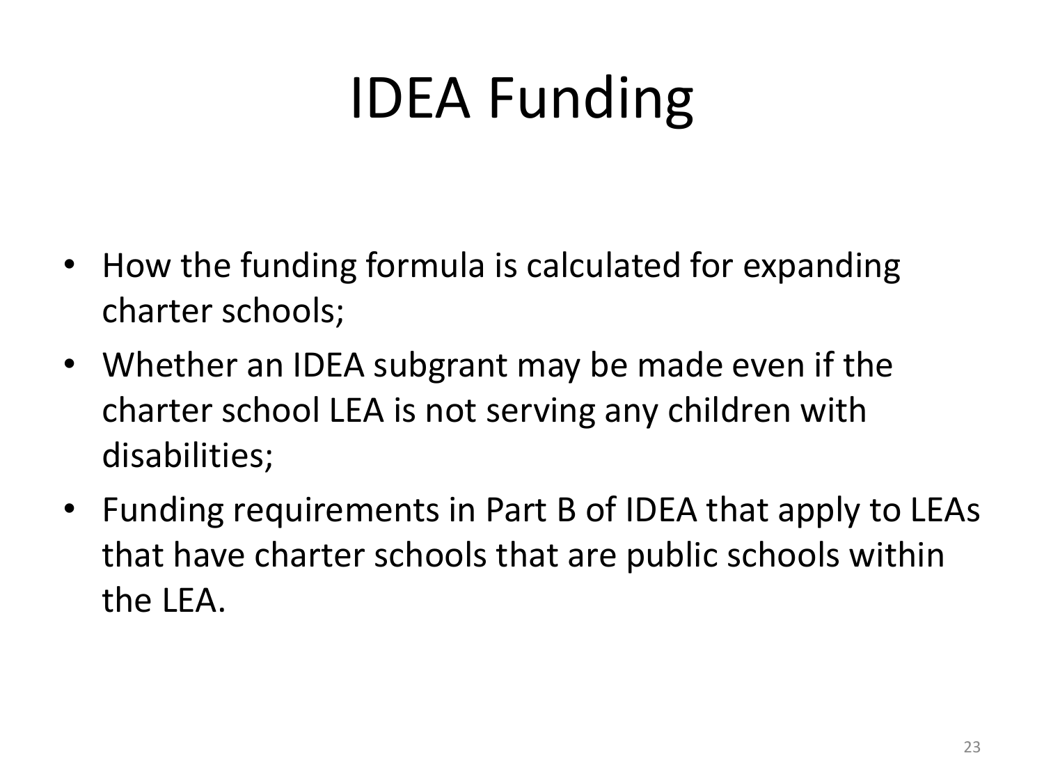# IDEA Funding

- How the funding formula is calculated for expanding charter schools;
- Whether an IDEA subgrant may be made even if the charter school LEA is not serving any children with disabilities;
- Funding requirements in Part B of IDEA that apply to LEAs that have charter schools that are public schools within the LEA.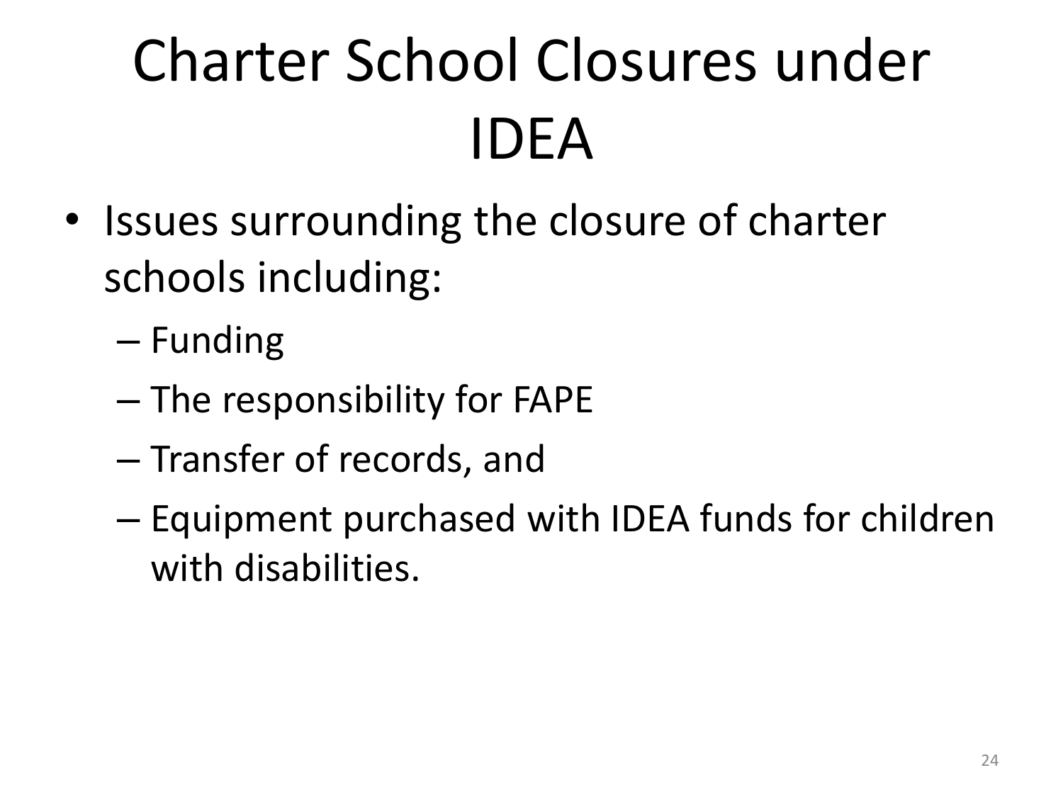# Charter School Closures under IDEA

- Issues surrounding the closure of charter schools including:
  - Funding
  - The responsibility for FAPE
  - Transfer of records, and
  - Equipment purchased with IDEA funds for children with disabilities.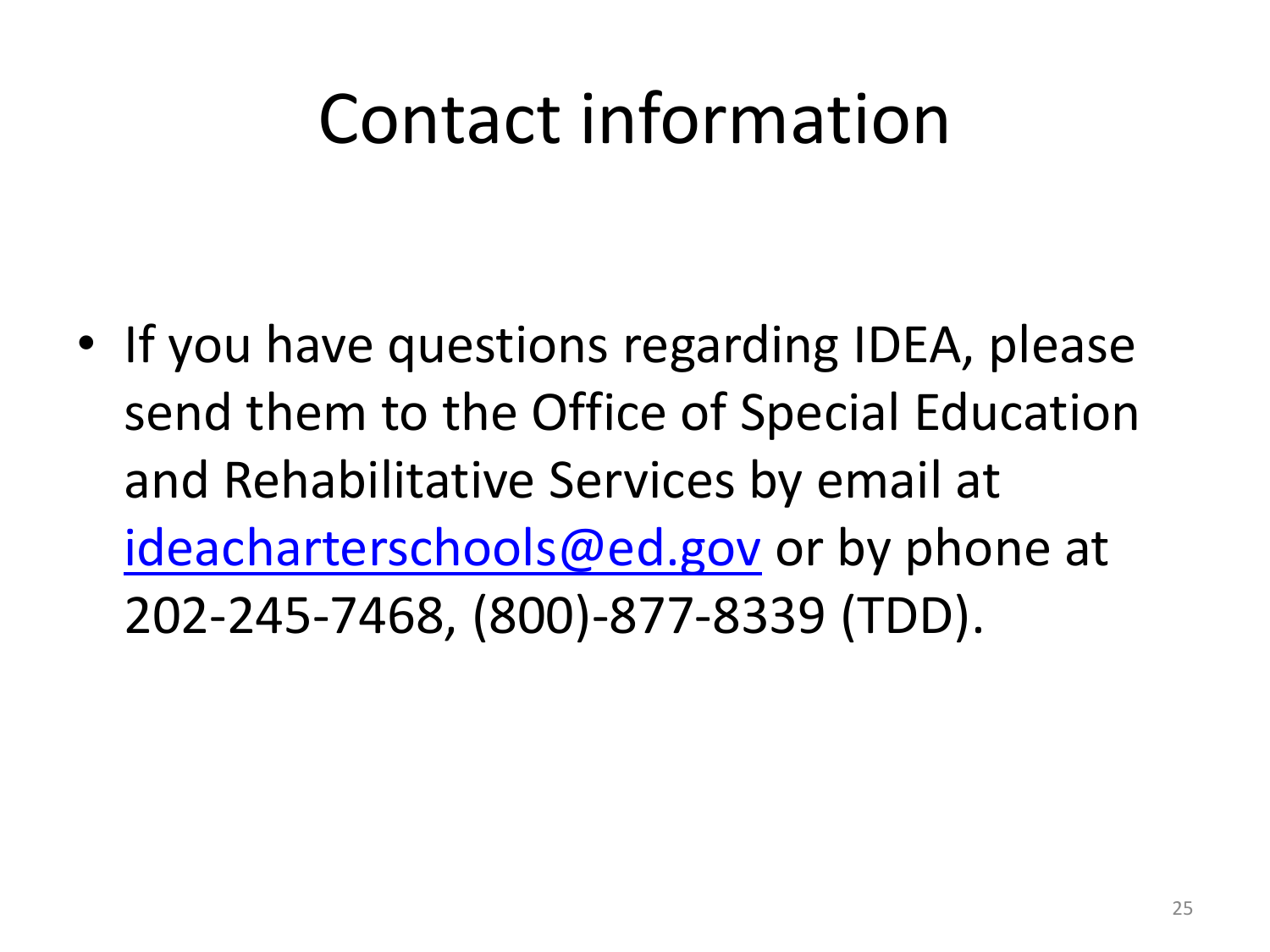# Contact information

- If you have questions regarding IDEA, please send them to the Office of Special Education and Rehabilitative Services by email at [ideacharterschools@ed.gov](mailto:ideacharterschools@ed.gov) or by phone at 202-245-7468, (800)-877-8339 (TDD).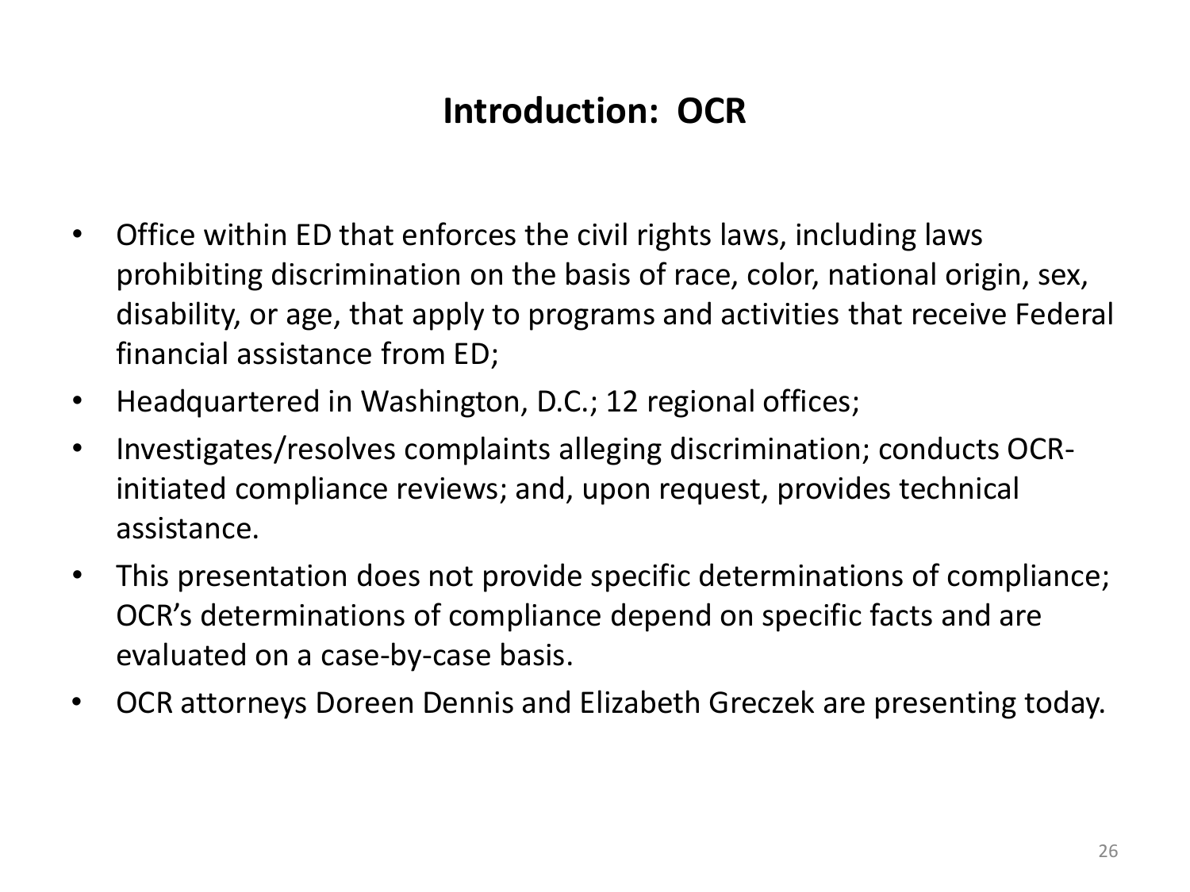# Introduction: OCR

- Office within ED that enforces the civil rights laws, including laws prohibiting discrimination on the basis of race, color, national origin, sex, disability, or age, that apply to programs and activities that receive Federal financial assistance from ED;
- Headquartered in Washington, D.C.; 12 regional offices;
- Investigates/resolves complaints alleging discrimination; conducts OCR-initiated compliance reviews; and, upon request, provides technical assistance.
- This presentation does not provide specific determinations of compliance; OCR's determinations of compliance depend on specific facts and are evaluated on a case-by-case basis.
- OCR attorneys Doreen Dennis and Elizabeth Greczek are presenting today.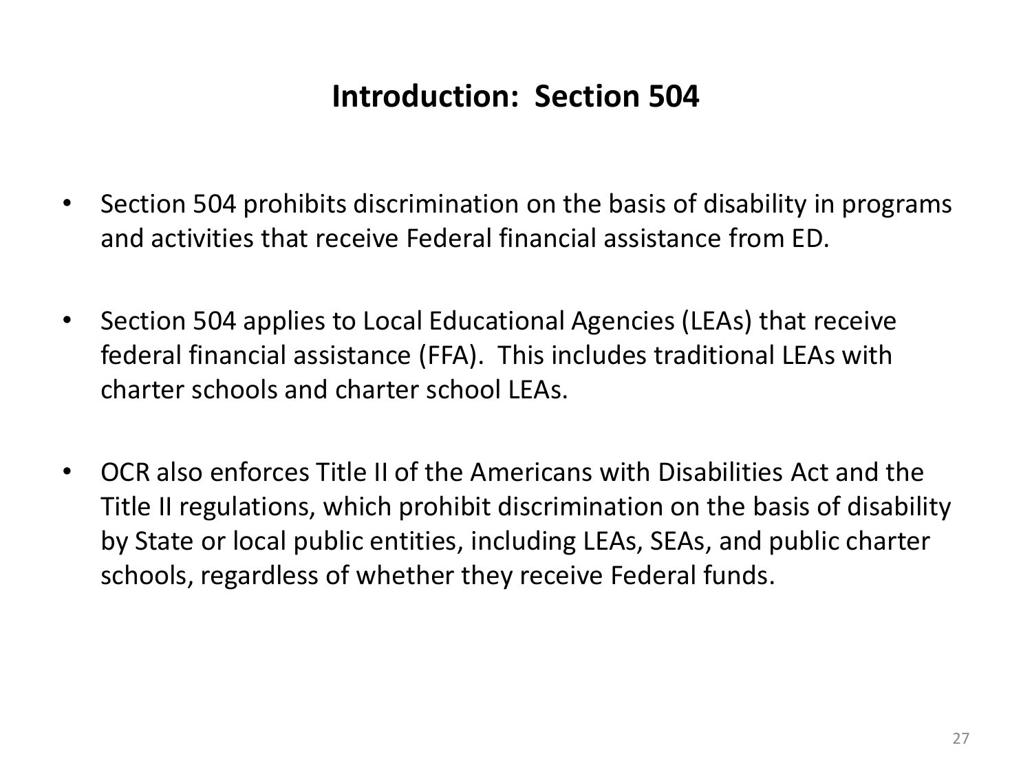## Introduction: Section 504

- Section 504 prohibits discrimination on the basis of disability in programs and activities that receive Federal financial assistance from ED.

- Section 504 applies to Local Educational Agencies (LEAs) that receive federal financial assistance (FFA). This includes traditional LEAs with charter schools and charter school LEAs.

- OCR also enforces Title II of the Americans with Disabilities Act and the Title II regulations, which prohibit discrimination on the basis of disability by State or local public entities, including LEAs, SEAs, and public charter schools, regardless of whether they receive Federal funds.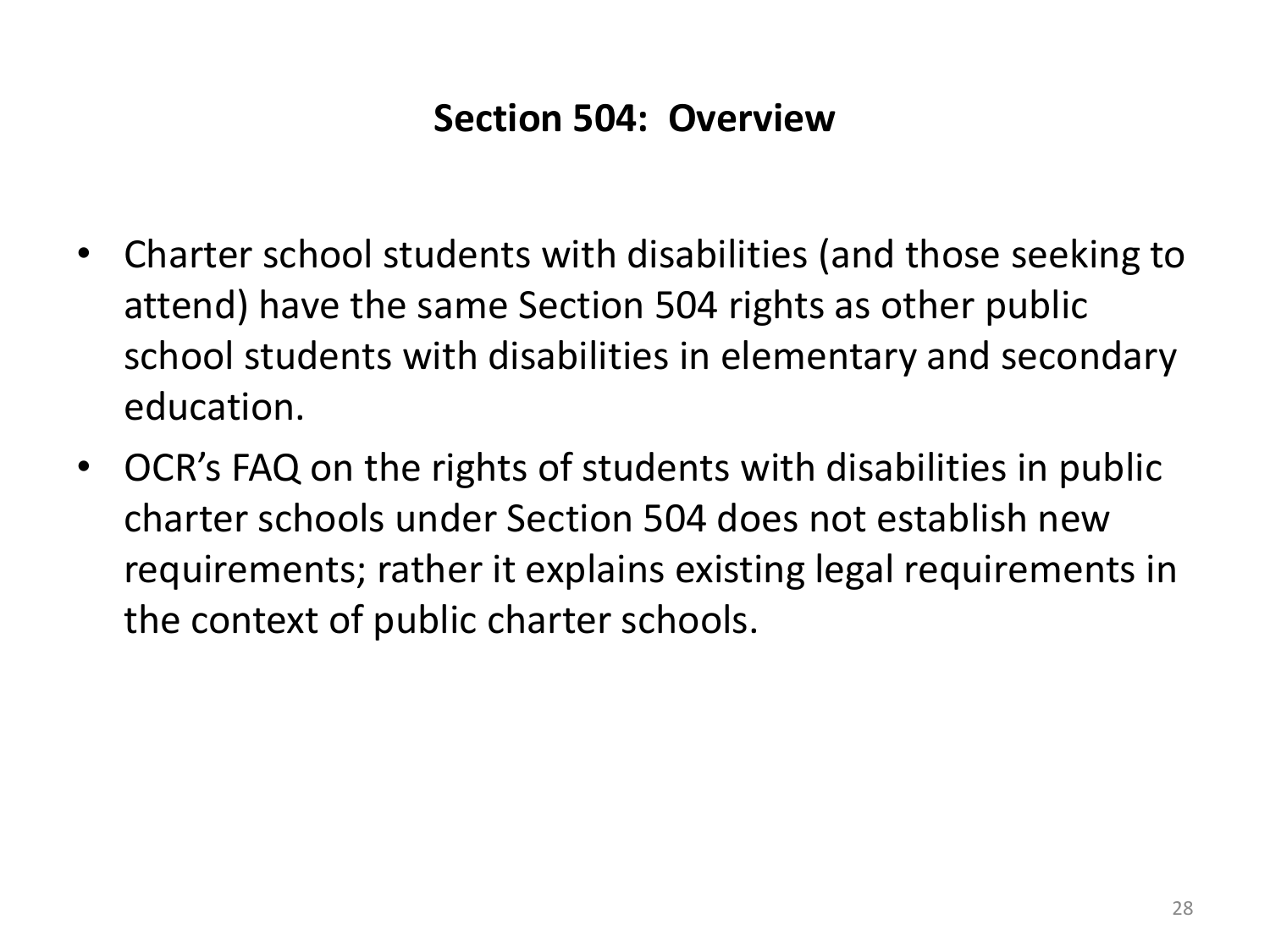## Section 504: Overview

- Charter school students with disabilities (and those seeking to attend) have the same Section 504 rights as other public school students with disabilities in elementary and secondary education.
- OCR's FAQ on the rights of students with disabilities in public charter schools under Section 504 does not establish new requirements; rather it explains existing legal requirements in the context of public charter schools.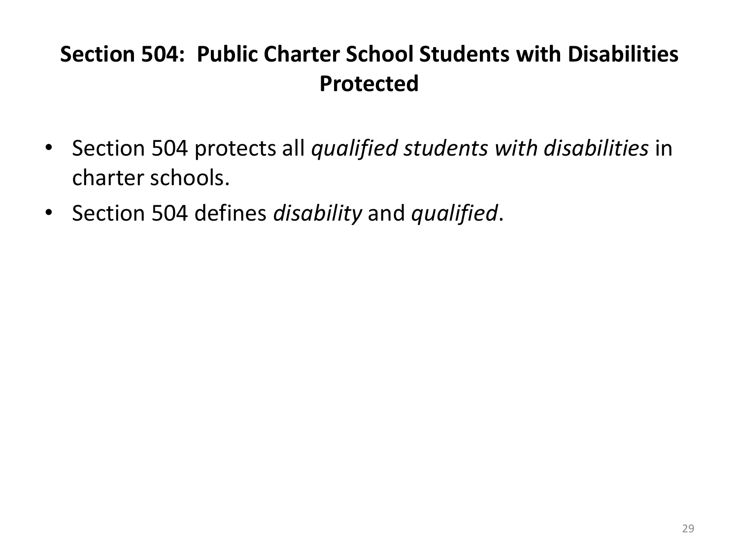## Section 504: Public Charter School Students with Disabilities Protected

- Section 504 protects all *qualified students with disabilities* in charter schools.
- Section 504 defines *disability* and *qualified*.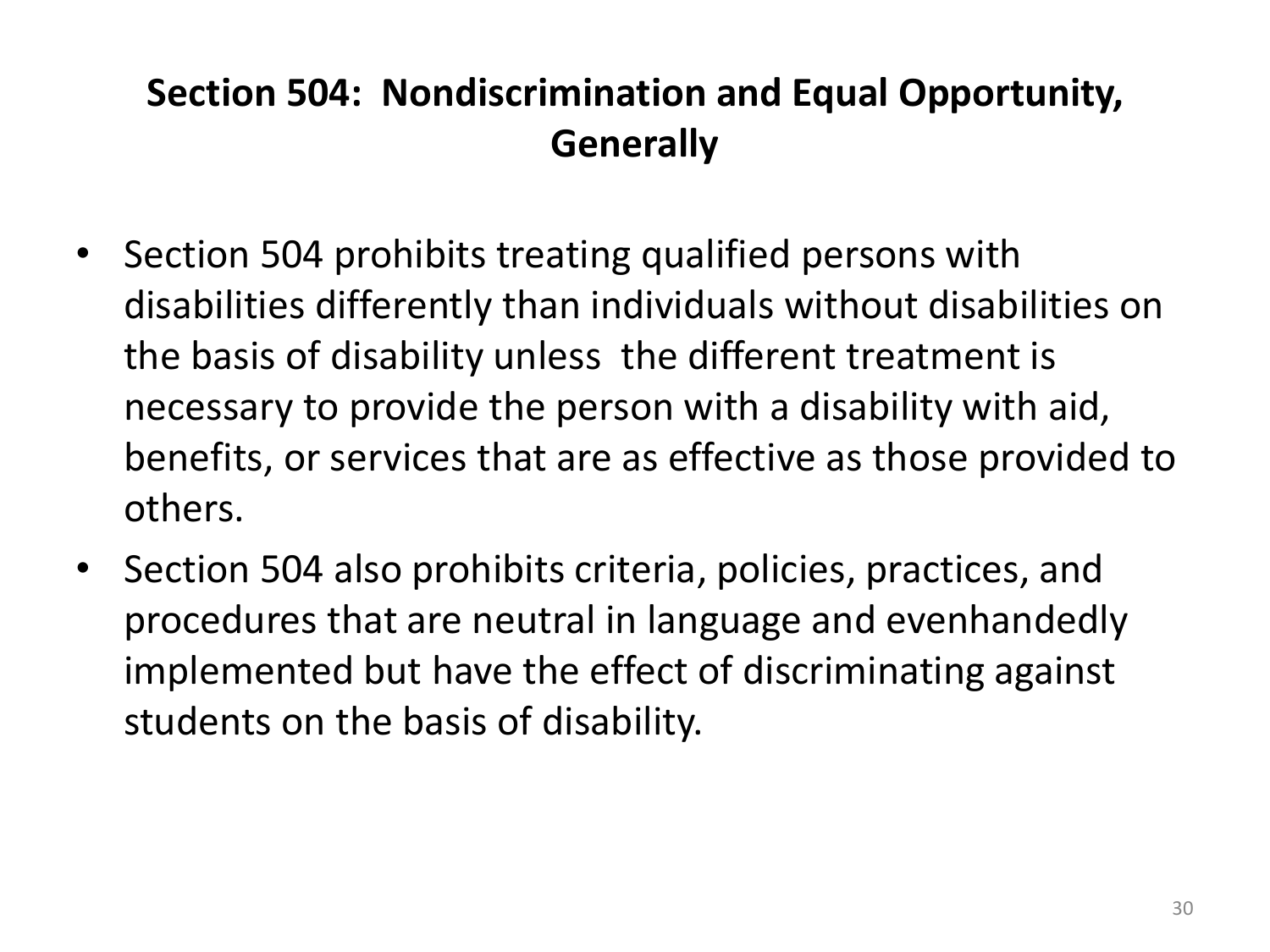# Section 504: Nondiscrimination and Equal Opportunity, Generally

- Section 504 prohibits treating qualified persons with disabilities differently than individuals without disabilities on the basis of disability unless the different treatment is necessary to provide the person with a disability with aid, benefits, or services that are as effective as those provided to others.
- Section 504 also prohibits criteria, policies, practices, and procedures that are neutral in language and evenhandedly implemented but have the effect of discriminating against students on the basis of disability.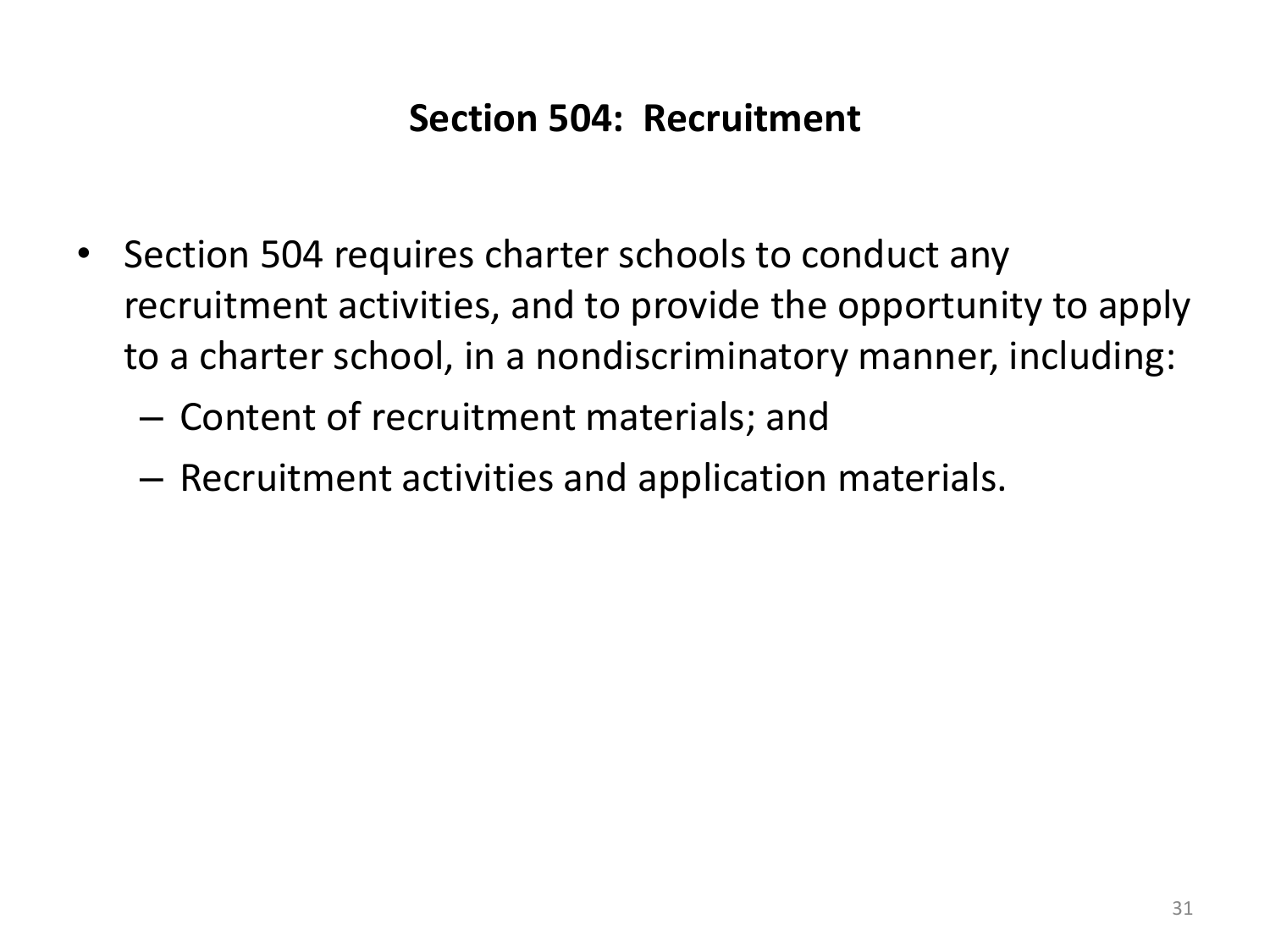## Section 504: Recruitment

- Section 504 requires charter schools to conduct any recruitment activities, and to provide the opportunity to apply to a charter school, in a nondiscriminatory manner, including:
  - Content of recruitment materials; and
  - Recruitment activities and application materials.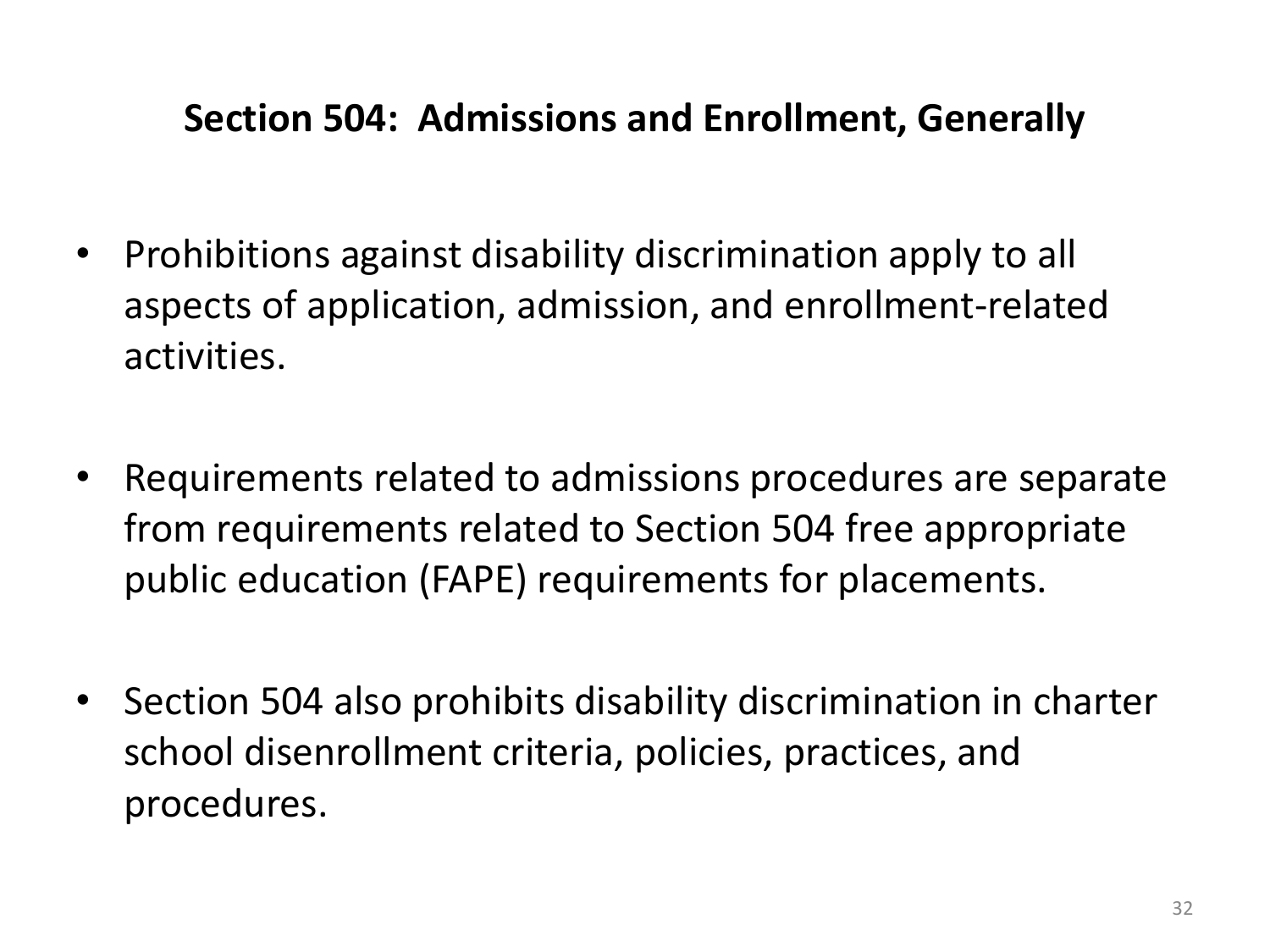## Section 504: Admissions and Enrollment, Generally

- Prohibitions against disability discrimination apply to all aspects of application, admission, and enrollment-related activities.

- Requirements related to admissions procedures are separate from requirements related to Section 504 free appropriate public education (FAPE) requirements for placements.

- Section 504 also prohibits disability discrimination in charter school disenrollment criteria, policies, practices, and procedures.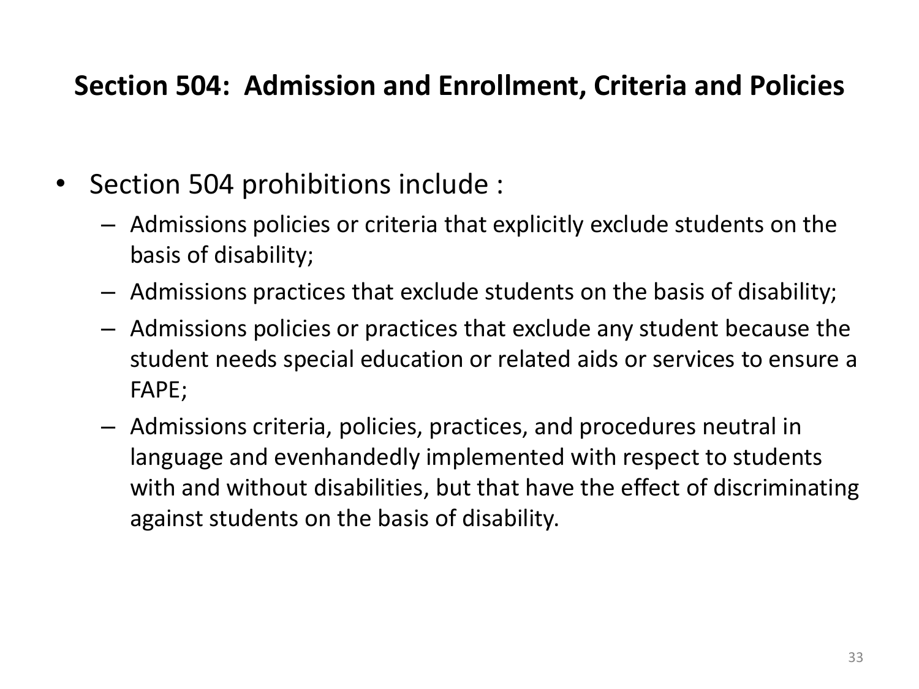## Section 504: Admission and Enrollment, Criteria and Policies

- Section 504 prohibitions include :
  - Admissions policies or criteria that explicitly exclude students on the basis of disability;
  - Admissions practices that exclude students on the basis of disability;
  - Admissions policies or practices that exclude any student because the student needs special education or related aids or services to ensure a FAPE;
  - Admissions criteria, policies, practices, and procedures neutral in language and evenhandedly implemented with respect to students with and without disabilities, but that have the effect of discriminating against students on the basis of disability.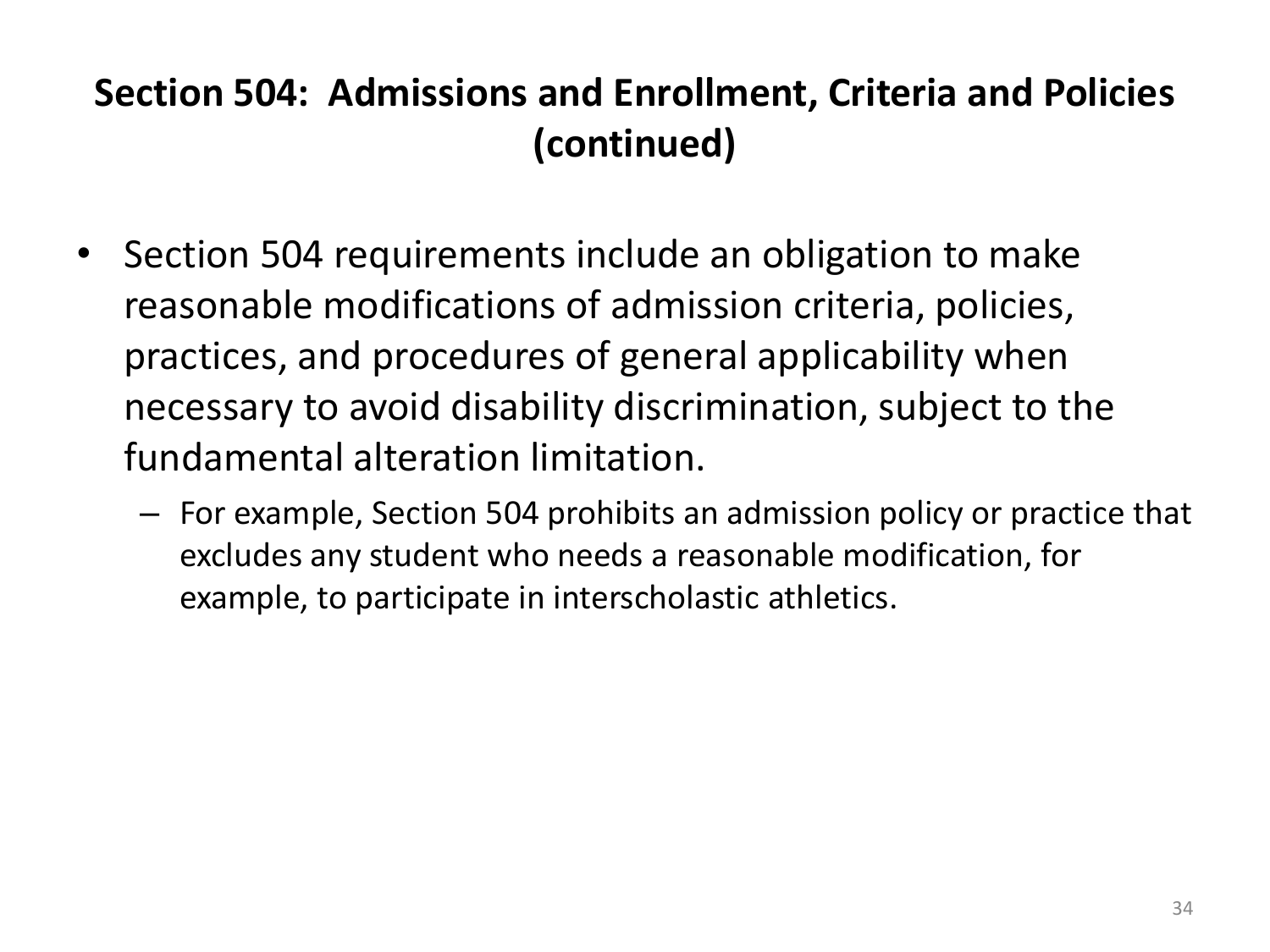## Section 504: Admissions and Enrollment, Criteria and Policies (continued)

- Section 504 requirements include an obligation to make reasonable modifications of admission criteria, policies, practices, and procedures of general applicability when necessary to avoid disability discrimination, subject to the fundamental alteration limitation.
  - For example, Section 504 prohibits an admission policy or practice that excludes any student who needs a reasonable modification, for example, to participate in interscholastic athletics.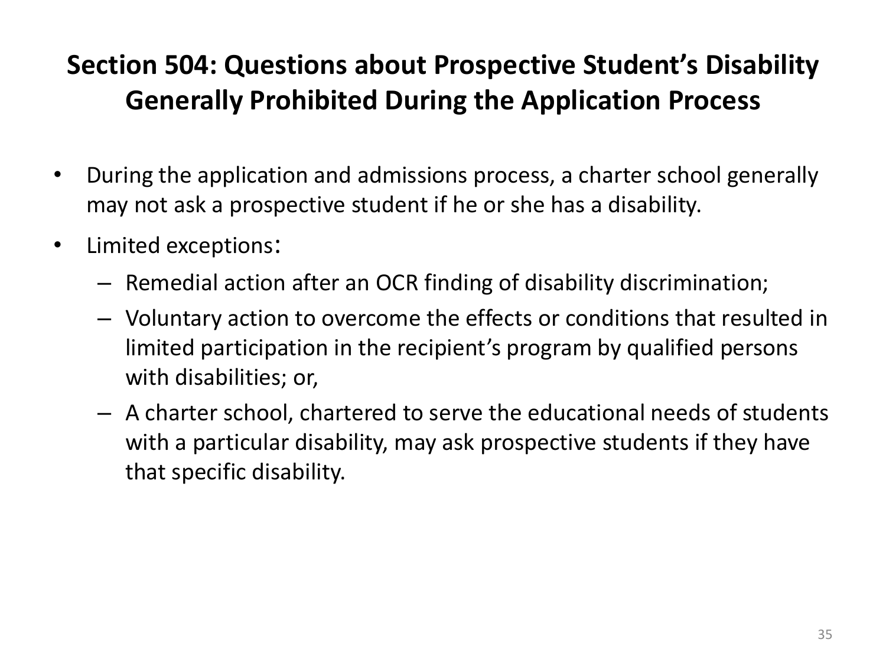# Section 504: Questions about Prospective Student's Disability Generally Prohibited During the Application Process

- During the application and admissions process, a charter school generally may not ask a prospective student if he or she has a disability.
- Limited exceptions:
  - Remedial action after an OCR finding of disability discrimination;
  - Voluntary action to overcome the effects or conditions that resulted in limited participation in the recipient's program by qualified persons with disabilities; or,
  - A charter school, chartered to serve the educational needs of students with a particular disability, may ask prospective students if they have that specific disability.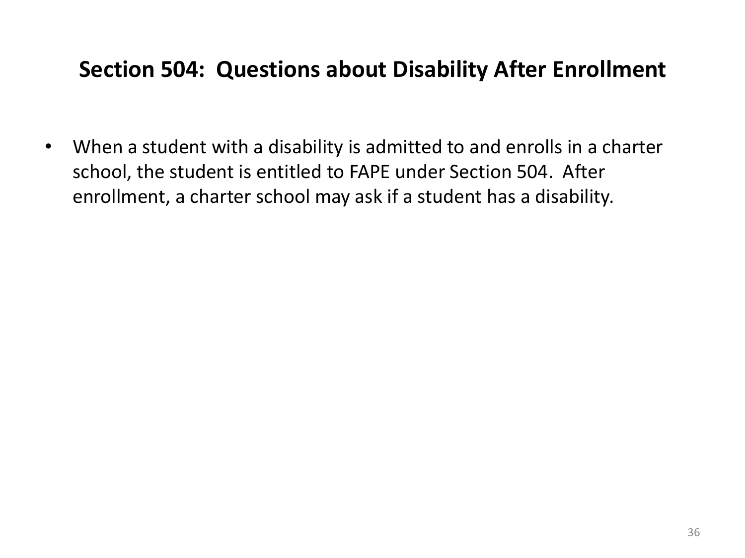## Section 504: Questions about Disability After Enrollment

- When a student with a disability is admitted to and enrolls in a charter school, the student is entitled to FAPE under Section 504. After enrollment, a charter school may ask if a student has a disability.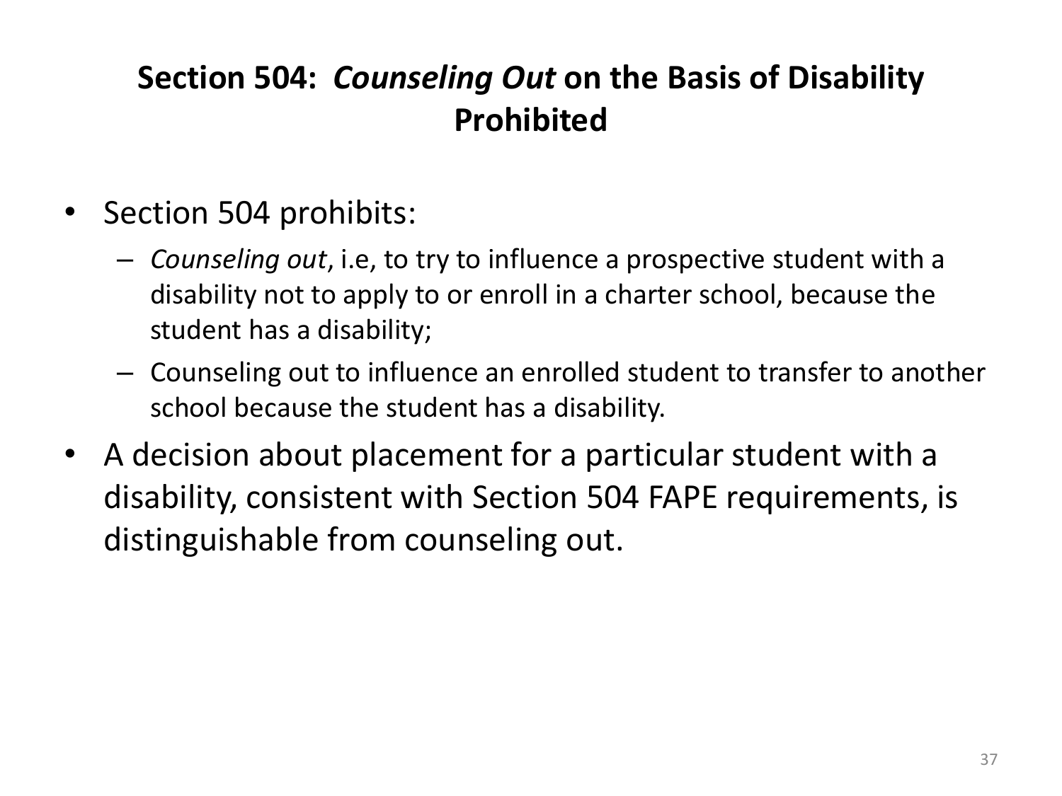## Section 504: *Counseling Out* on the Basis of Disability Prohibited

- Section 504 prohibits:
  - *Counseling out*, i.e, to try to influence a prospective student with a disability not to apply to or enroll in a charter school, because the student has a disability;
  - Counseling out to influence an enrolled student to transfer to another school because the student has a disability.
- A decision about placement for a particular student with a disability, consistent with Section 504 FAPE requirements, is distinguishable from counseling out.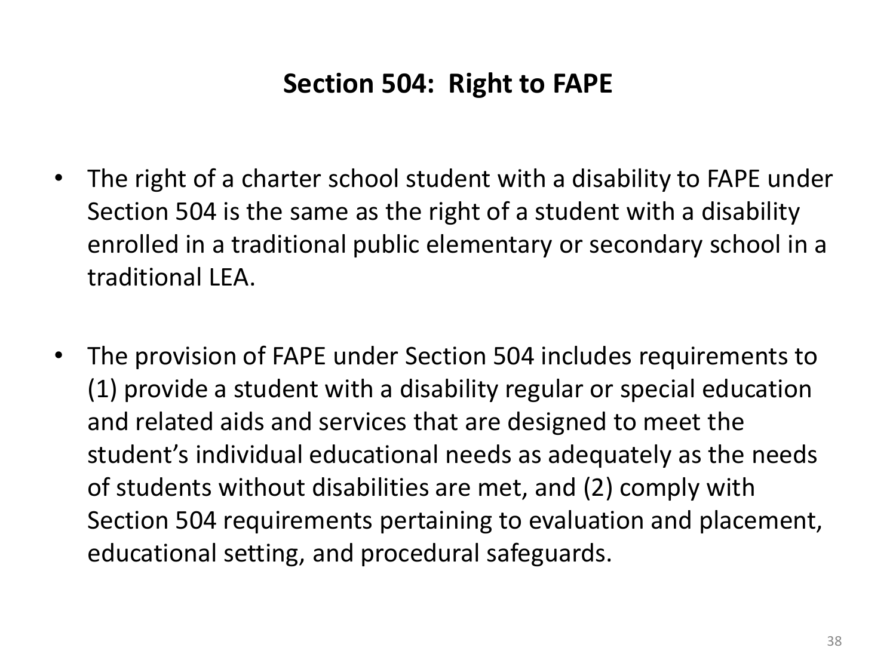## Section 504: Right to FAPE

- The right of a charter school student with a disability to FAPE under Section 504 is the same as the right of a student with a disability enrolled in a traditional public elementary or secondary school in a traditional LEA.

- The provision of FAPE under Section 504 includes requirements to (1) provide a student with a disability regular or special education and related aids and services that are designed to meet the student's individual educational needs as adequately as the needs of students without disabilities are met, and (2) comply with Section 504 requirements pertaining to evaluation and placement, educational setting, and procedural safeguards.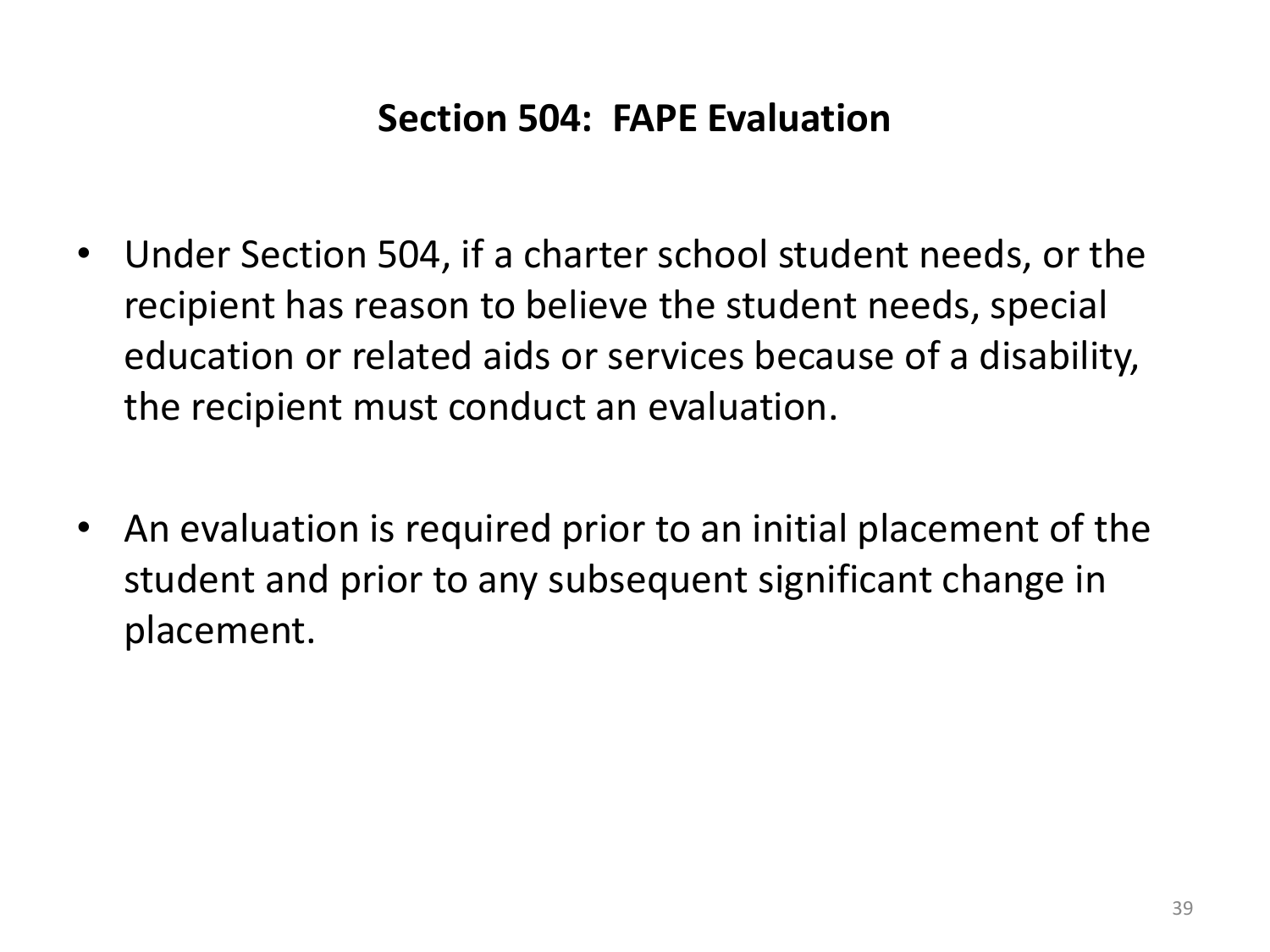## Section 504: FAPE Evaluation

- Under Section 504, if a charter school student needs, or the recipient has reason to believe the student needs, special education or related aids or services because of a disability, the recipient must conduct an evaluation.

- An evaluation is required prior to an initial placement of the student and prior to any subsequent significant change in placement.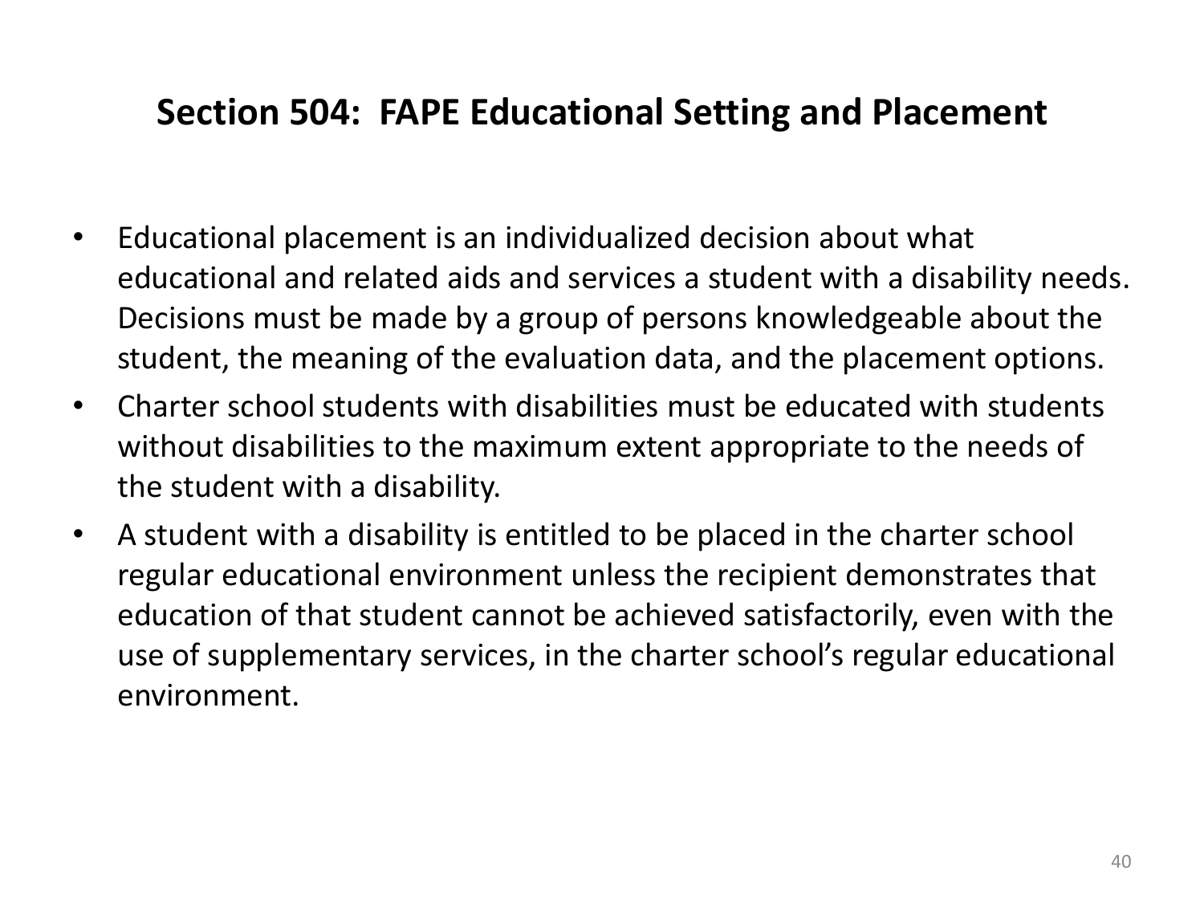## Section 504: FAPE Educational Setting and Placement

- Educational placement is an individualized decision about what educational and related aids and services a student with a disability needs. Decisions must be made by a group of persons knowledgeable about the student, the meaning of the evaluation data, and the placement options.
- Charter school students with disabilities must be educated with students without disabilities to the maximum extent appropriate to the needs of the student with a disability.
- A student with a disability is entitled to be placed in the charter school regular educational environment unless the recipient demonstrates that education of that student cannot be achieved satisfactorily, even with the use of supplementary services, in the charter school's regular educational environment.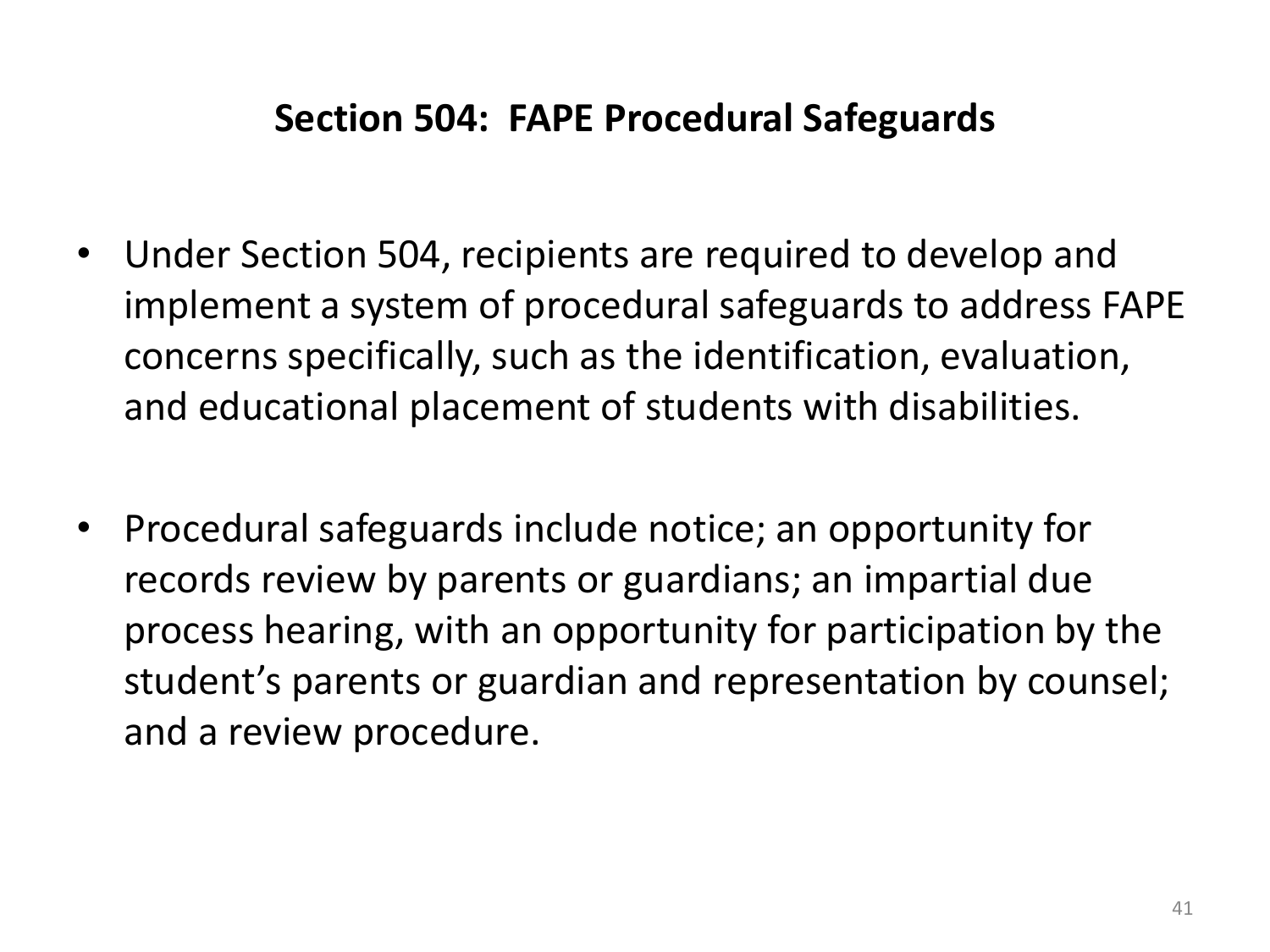## Section 504: FAPE Procedural Safeguards

- Under Section 504, recipients are required to develop and implement a system of procedural safeguards to address FAPE concerns specifically, such as the identification, evaluation, and educational placement of students with disabilities.
- Procedural safeguards include notice; an opportunity for records review by parents or guardians; an impartial due process hearing, with an opportunity for participation by the student's parents or guardian and representation by counsel; and a review procedure.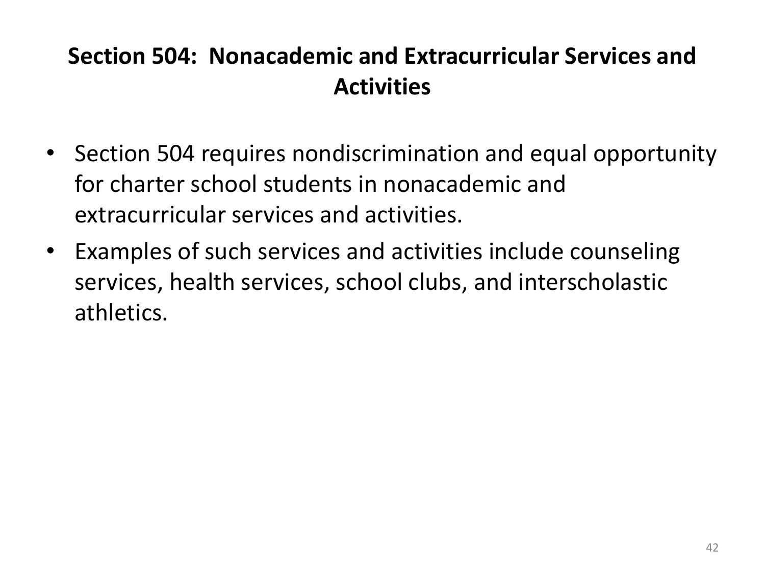## Section 504: Nonacademic and Extracurricular Services and Activities

- Section 504 requires nondiscrimination and equal opportunity for charter school students in nonacademic and extracurricular services and activities.
- Examples of such services and activities include counseling services, health services, school clubs, and interscholastic athletics.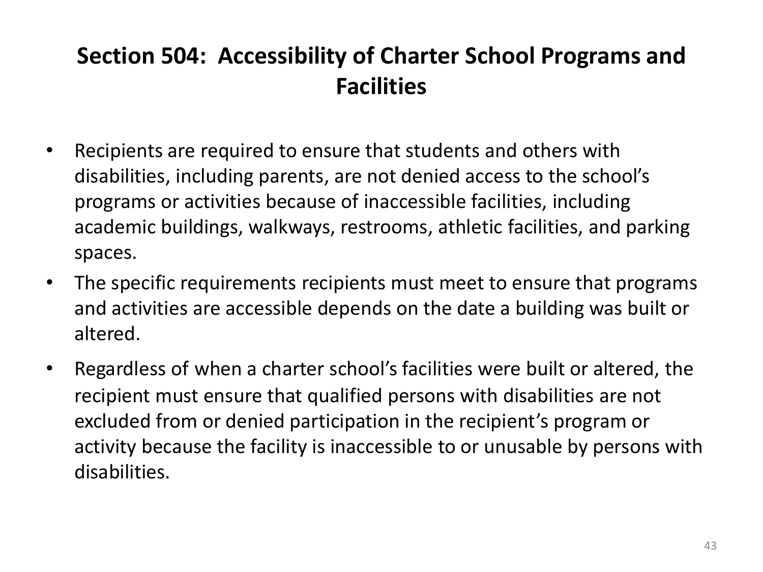# Section 504: Accessibility of Charter School Programs and Facilities

- Recipients are required to ensure that students and others with disabilities, including parents, are not denied access to the school's programs or activities because of inaccessible facilities, including academic buildings, walkways, restrooms, athletic facilities, and parking spaces.
- The specific requirements recipients must meet to ensure that programs and activities are accessible depends on the date a building was built or altered.
- Regardless of when a charter school's facilities were built or altered, the recipient must ensure that qualified persons with disabilities are not excluded from or denied participation in the recipient's program or activity because the facility is inaccessible to or unusable by persons with disabilities.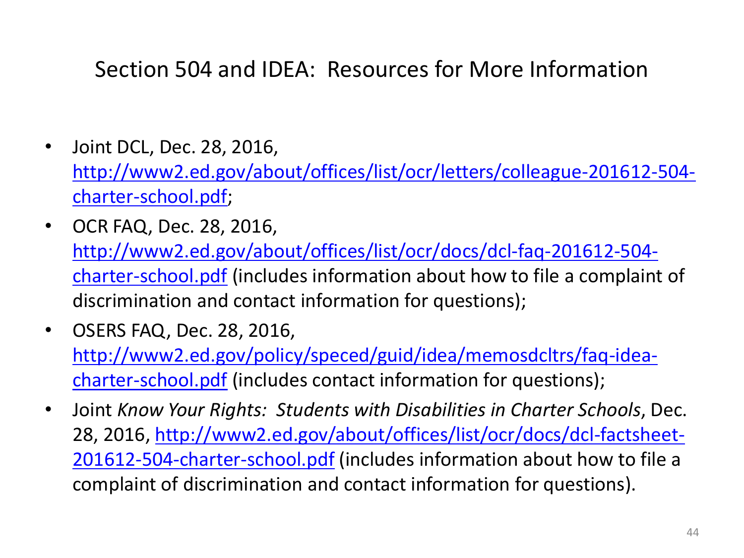# Section 504 and IDEA: Resources for More Information

- Joint DCL, Dec. 28, 2016, [http://www2.ed.gov/about/offices/list/ocr/letters/colleague-201612-504-charter-school.pdf](http://www2.ed.gov/about/offices/list/ocr/letters/colleague-201612-504-charter-school.pdf);
- OCR FAQ, Dec. 28, 2016, [http://www2.ed.gov/about/offices/list/ocr/docs/dcl-faq-201612-504-charter-school.pdf](http://www2.ed.gov/about/offices/list/ocr/docs/dcl-faq-201612-504-charter-school.pdf) (includes information about how to file a complaint of discrimination and contact information for questions);
- OSERS FAQ, Dec. 28, 2016, [http://www2.ed.gov/policy/speced/guid/idea/memosdcltrs/faq-idea-charter-school.pdf](http://www2.ed.gov/policy/speced/guid/idea/memosdcltrs/faq-idea-charter-school.pdf) (includes contact information for questions);
- Joint *Know Your Rights: Students with Disabilities in Charter Schools*, Dec. 28, 2016, [http://www2.ed.gov/about/offices/list/ocr/docs/dcl-factsheet-201612-504-charter-school.pdf](http://www2.ed.gov/about/offices/list/ocr/docs/dcl-factsheet-201612-504-charter-school.pdf) (includes information about how to file a complaint of discrimination and contact information for questions).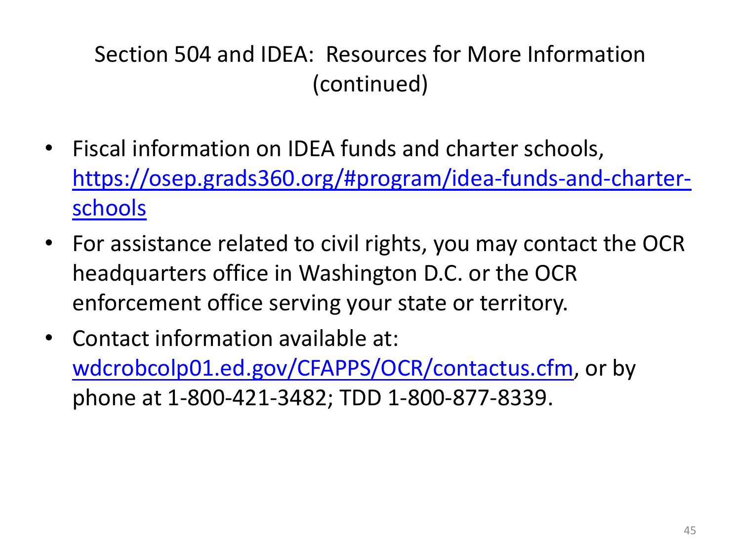# Section 504 and IDEA: Resources for More Information (continued)

- Fiscal information on IDEA funds and charter schools, [https://osep.grads360.org/#program/idea-funds-and-charter-schools](https://osep.grads360.org/#program/idea-funds-and-charter-schools)
- For assistance related to civil rights, you may contact the OCR headquarters office in Washington D.C. or the OCR enforcement office serving your state or territory.
- Contact information available at: [wdcrobcolp01.ed.gov/CFAPPS/OCR/contactus.cfm](wdcrobcolp01.ed.gov/CFAPPS/OCR/contactus.cfm), or by phone at 1-800-421-3482; TDD 1-800-877-8339.